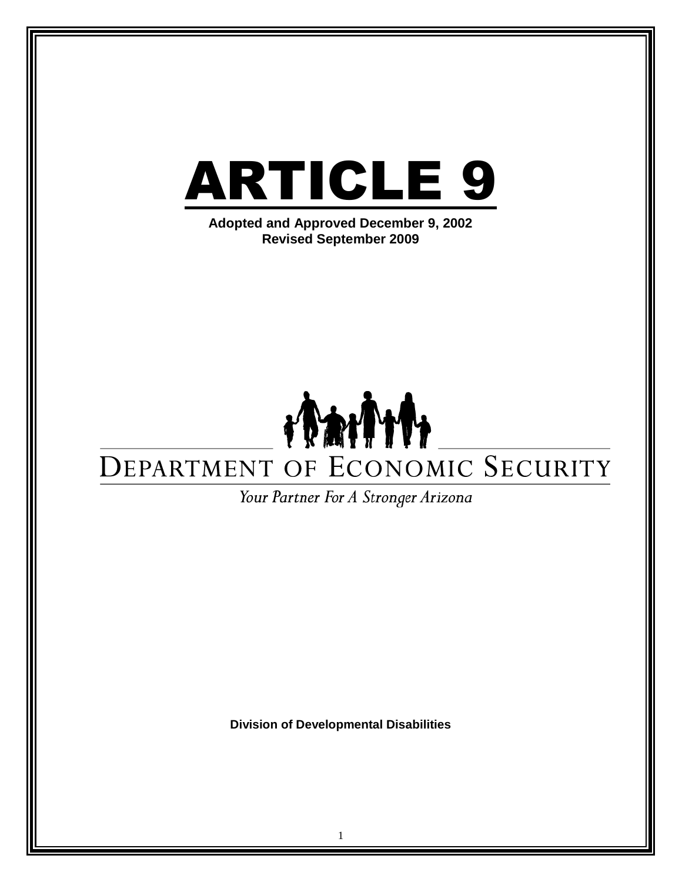# ARTICLE 9

**Adopted and Approved December 9, 2002**
**Revised September 2009**

DEPARTMENT OF ECONOMIC SECURITY

*Your Partner For A Stronger Arizona*

**Division of Developmental Disabilities**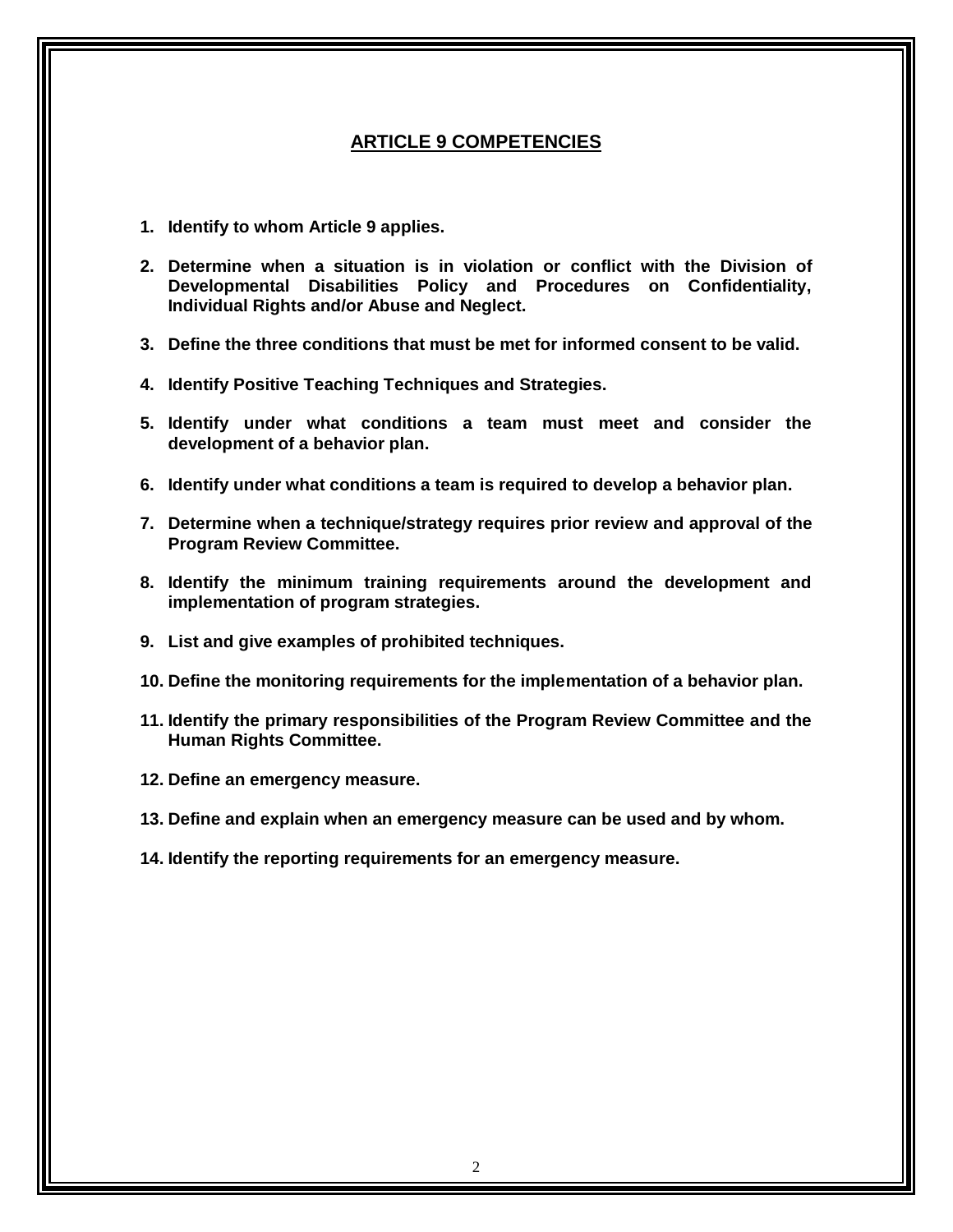## ARTICLE 9 COMPETENCIES

1. **Identify to whom Article 9 applies.**

2. **Determine when a situation is in violation or conflict with the Division of Developmental Disabilities Policy and Procedures on Confidentiality, Individual Rights and/or Abuse and Neglect.**

3. **Define the three conditions that must be met for informed consent to be valid.**

4. **Identify Positive Teaching Techniques and Strategies.**

5. **Identify under what conditions a team must meet and consider the development of a behavior plan.**

6. **Identify under what conditions a team is required to develop a behavior plan.**

7. **Determine when a technique/strategy requires prior review and approval of the Program Review Committee.**

8. **Identify the minimum training requirements around the development and implementation of program strategies.**

9. **List and give examples of prohibited techniques.**

10. **Define the monitoring requirements for the implementation of a behavior plan.**

11. **Identify the primary responsibilities of the Program Review Committee and the Human Rights Committee.**

12. **Define an emergency measure.**

13. **Define and explain when an emergency measure can be used and by whom.**

14. **Identify the reporting requirements for an emergency measure.**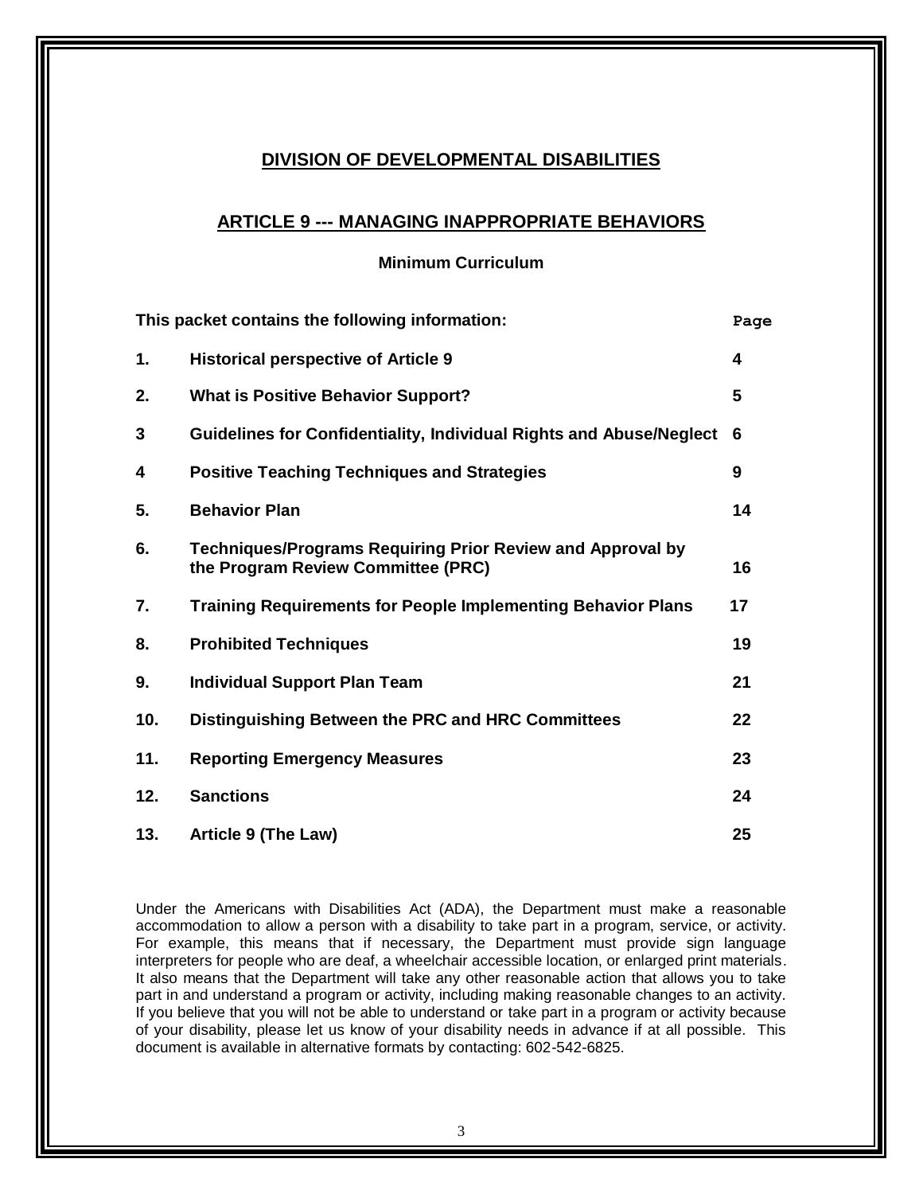## DIVISION OF DEVELOPMENTAL DISABILITIES

## ARTICLE 9 --- MANAGING INAPPROPRIATE BEHAVIORS

**Minimum Curriculum**

| This packet contains the following information: | | Page |
|---|---|---|
| **1.** | **Historical perspective of Article 9** | **4** |
| **2.** | **What is Positive Behavior Support?** | **5** |
| **3** | **Guidelines for Confidentiality, Individual Rights and Abuse/Neglect** | **6** |
| **4** | **Positive Teaching Techniques and Strategies** | **9** |
| **5.** | **Behavior Plan** | **14** |
| **6.** | **Techniques/Programs Requiring Prior Review and Approval by the Program Review Committee (PRC)** | **16** |
| **7.** | **Training Requirements for People Implementing Behavior Plans** | **17** |
| **8.** | **Prohibited Techniques** | **19** |
| **9.** | **Individual Support Plan Team** | **21** |
| **10.** | **Distinguishing Between the PRC and HRC Committees** | **22** |
| **11.** | **Reporting Emergency Measures** | **23** |
| **12.** | **Sanctions** | **24** |
| **13.** | **Article 9 (The Law)** | **25** |

Under the Americans with Disabilities Act (ADA), the Department must make a reasonable accommodation to allow a person with a disability to take part in a program, service, or activity. For example, this means that if necessary, the Department must provide sign language interpreters for people who are deaf, a wheelchair accessible location, or enlarged print materials. It also means that the Department will take any other reasonable action that allows you to take part in and understand a program or activity, including making reasonable changes to an activity. If you believe that you will not be able to understand or take part in a program or activity because of your disability, please let us know of your disability needs in advance if at all possible. This document is available in alternative formats by contacting: 602-542-6825.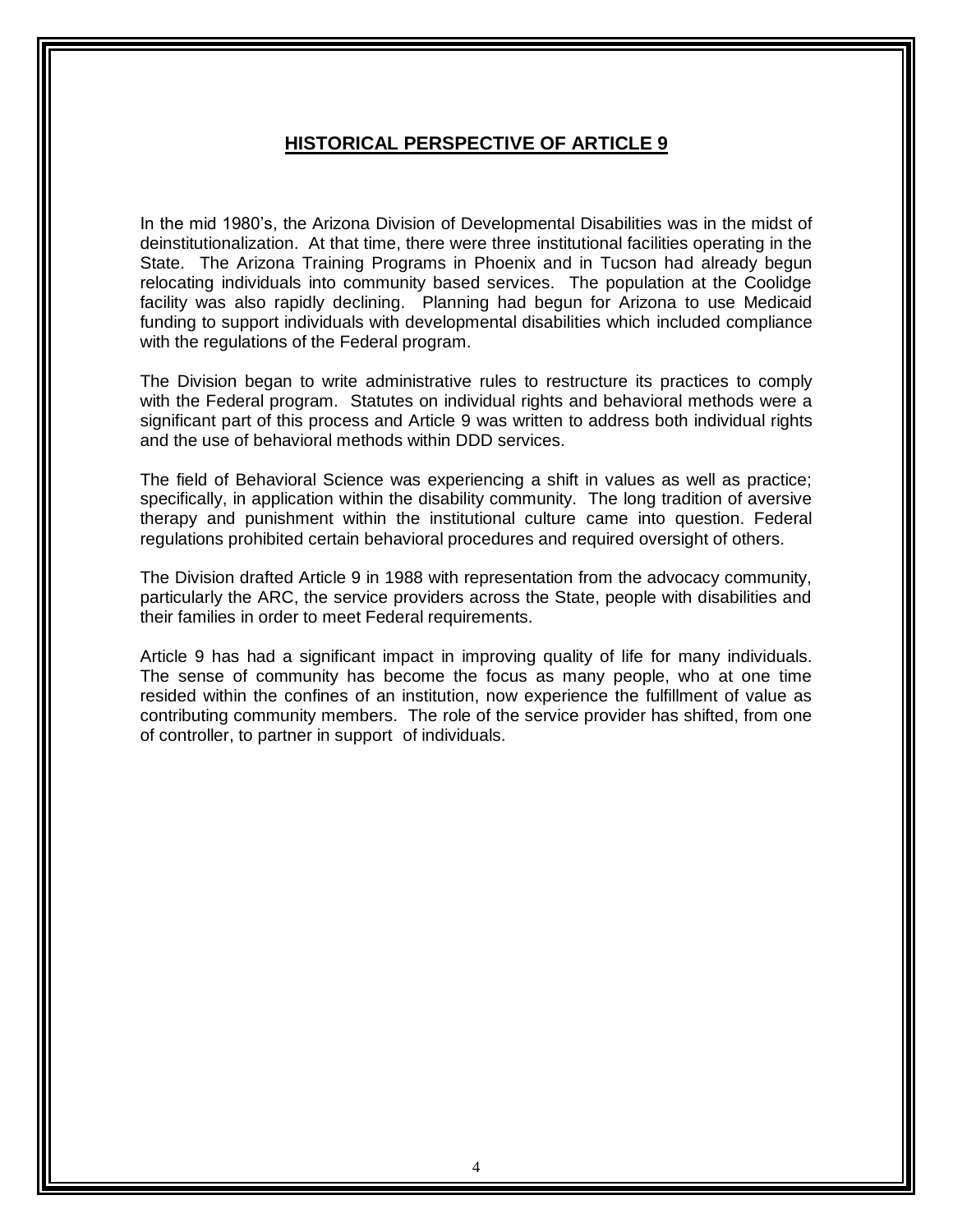## HISTORICAL PERSPECTIVE OF ARTICLE 9

In the mid 1980's, the Arizona Division of Developmental Disabilities was in the midst of deinstitutionalization. At that time, there were three institutional facilities operating in the State. The Arizona Training Programs in Phoenix and in Tucson had already begun relocating individuals into community based services. The population at the Coolidge facility was also rapidly declining. Planning had begun for Arizona to use Medicaid funding to support individuals with developmental disabilities which included compliance with the regulations of the Federal program.

The Division began to write administrative rules to restructure its practices to comply with the Federal program. Statutes on individual rights and behavioral methods were a significant part of this process and Article 9 was written to address both individual rights and the use of behavioral methods within DDD services.

The field of Behavioral Science was experiencing a shift in values as well as practice; specifically, in application within the disability community. The long tradition of aversive therapy and punishment within the institutional culture came into question. Federal regulations prohibited certain behavioral procedures and required oversight of others.

The Division drafted Article 9 in 1988 with representation from the advocacy community, particularly the ARC, the service providers across the State, people with disabilities and their families in order to meet Federal requirements.

Article 9 has had a significant impact in improving quality of life for many individuals. The sense of community has become the focus as many people, who at one time resided within the confines of an institution, now experience the fulfillment of value as contributing community members. The role of the service provider has shifted, from one of controller, to partner in support of individuals.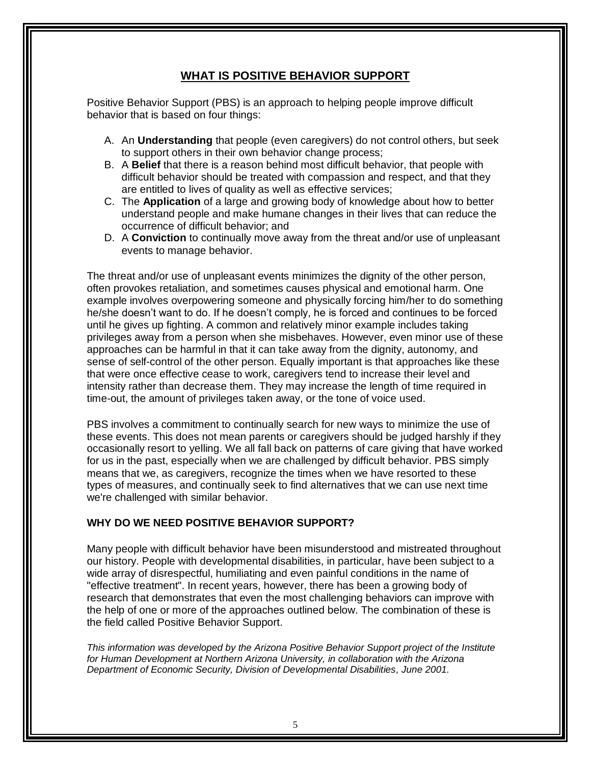## WHAT IS POSITIVE BEHAVIOR SUPPORT

Positive Behavior Support (PBS) is an approach to helping people improve difficult behavior that is based on four things:

A. An **Understanding** that people (even caregivers) do not control others, but seek to support others in their own behavior change process;
B. A **Belief** that there is a reason behind most difficult behavior, that people with difficult behavior should be treated with compassion and respect, and that they are entitled to lives of quality as well as effective services;
C. The **Application** of a large and growing body of knowledge about how to better understand people and make humane changes in their lives that can reduce the occurrence of difficult behavior; and
D. A **Conviction** to continually move away from the threat and/or use of unpleasant events to manage behavior.

The threat and/or use of unpleasant events minimizes the dignity of the other person, often provokes retaliation, and sometimes causes physical and emotional harm. One example involves overpowering someone and physically forcing him/her to do something he/she doesn't want to do. If he doesn't comply, he is forced and continues to be forced until he gives up fighting. A common and relatively minor example includes taking privileges away from a person when she misbehaves. However, even minor use of these approaches can be harmful in that it can take away from the dignity, autonomy, and sense of self-control of the other person. Equally important is that approaches like these that were once effective cease to work, caregivers tend to increase their level and intensity rather than decrease them. They may increase the length of time required in time-out, the amount of privileges taken away, or the tone of voice used.

PBS involves a commitment to continually search for new ways to minimize the use of these events. This does not mean parents or caregivers should be judged harshly if they occasionally resort to yelling. We all fall back on patterns of care giving that have worked for us in the past, especially when we are challenged by difficult behavior. PBS simply means that we, as caregivers, recognize the times when we have resorted to these types of measures, and continually seek to find alternatives that we can use next time we're challenged with similar behavior.

### WHY DO WE NEED POSITIVE BEHAVIOR SUPPORT?

Many people with difficult behavior have been misunderstood and mistreated throughout our history. People with developmental disabilities, in particular, have been subject to a wide array of disrespectful, humiliating and even painful conditions in the name of "effective treatment". In recent years, however, there has been a growing body of research that demonstrates that even the most challenging behaviors can improve with the help of one or more of the approaches outlined below. The combination of these is the field called Positive Behavior Support.

*This information was developed by the Arizona Positive Behavior Support project of the Institute for Human Development at Northern Arizona University, in collaboration with the Arizona Department of Economic Security, Division of Developmental Disabilities, June 2001.*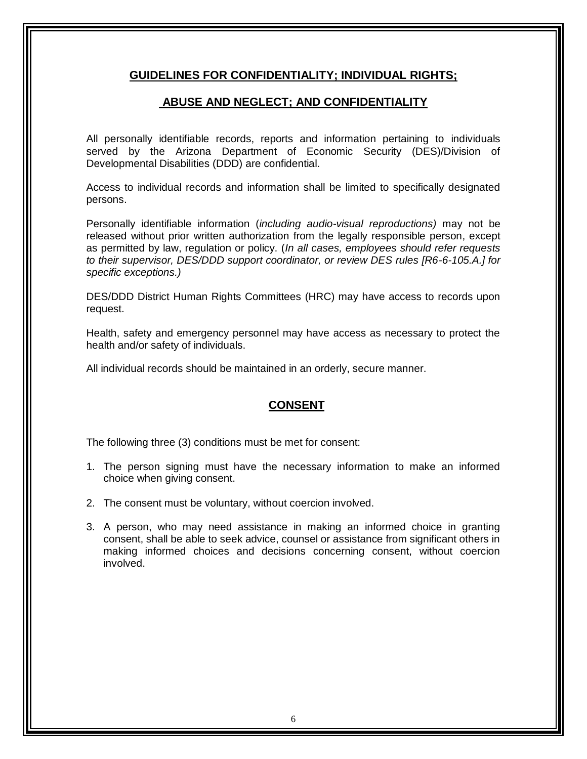## GUIDELINES FOR CONFIDENTIALITY; INDIVIDUAL RIGHTS;

## ABUSE AND NEGLECT; AND CONFIDENTIALITY

All personally identifiable records, reports and information pertaining to individuals served by the Arizona Department of Economic Security (DES)/Division of Developmental Disabilities (DDD) are confidential.

Access to individual records and information shall be limited to specifically designated persons.

Personally identifiable information (*including audio-visual reproductions)* may not be released without prior written authorization from the legally responsible person, except as permitted by law, regulation or policy. (*In all cases, employees should refer requests to their supervisor, DES/DDD support coordinator, or review DES rules [R6-6-105.A.] for specific exceptions.)*

DES/DDD District Human Rights Committees (HRC) may have access to records upon request.

Health, safety and emergency personnel may have access as necessary to protect the health and/or safety of individuals.

All individual records should be maintained in an orderly, secure manner.

## CONSENT

The following three (3) conditions must be met for consent:

1. The person signing must have the necessary information to make an informed choice when giving consent.
2. The consent must be voluntary, without coercion involved.
3. A person, who may need assistance in making an informed choice in granting consent, shall be able to seek advice, counsel or assistance from significant others in making informed choices and decisions concerning consent, without coercion involved.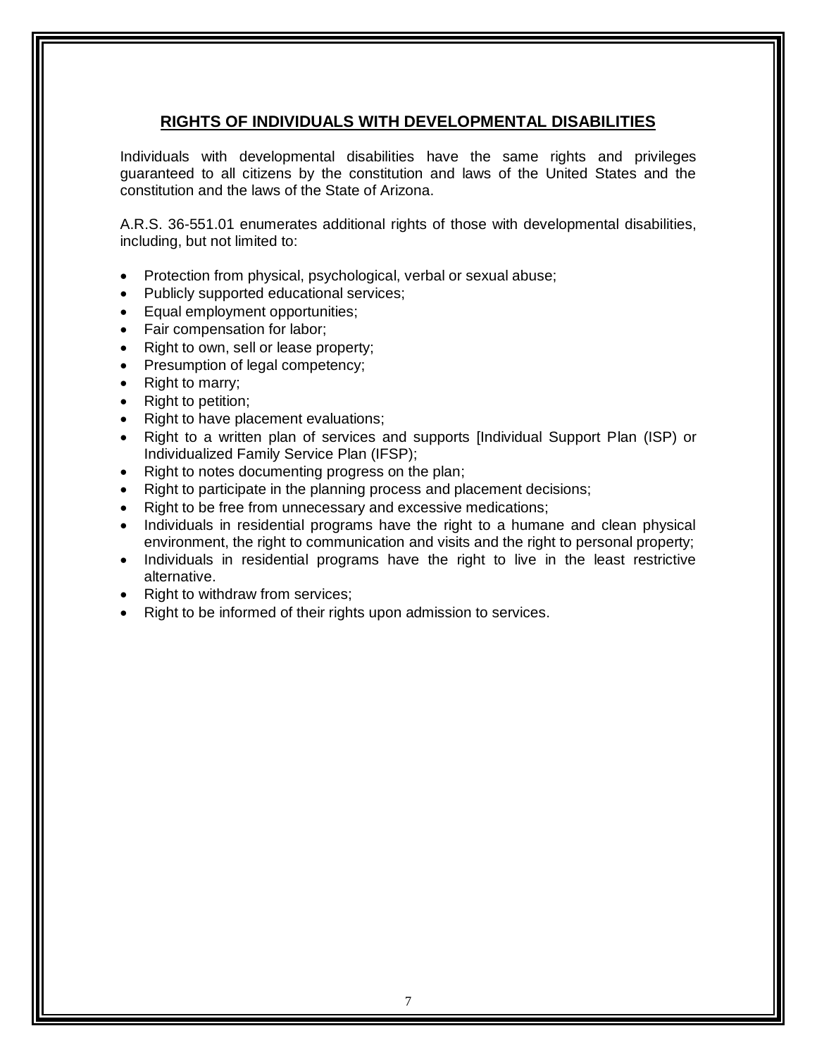## RIGHTS OF INDIVIDUALS WITH DEVELOPMENTAL DISABILITIES

Individuals with developmental disabilities have the same rights and privileges guaranteed to all citizens by the constitution and laws of the United States and the constitution and the laws of the State of Arizona.

A.R.S. 36-551.01 enumerates additional rights of those with developmental disabilities, including, but not limited to:

- Protection from physical, psychological, verbal or sexual abuse;
- Publicly supported educational services;
- Equal employment opportunities;
- Fair compensation for labor;
- Right to own, sell or lease property;
- Presumption of legal competency;
- Right to marry;
- Right to petition;
- Right to have placement evaluations;
- Right to a written plan of services and supports [Individual Support Plan (ISP) or Individualized Family Service Plan (IFSP);
- Right to notes documenting progress on the plan;
- Right to participate in the planning process and placement decisions;
- Right to be free from unnecessary and excessive medications;
- Individuals in residential programs have the right to a humane and clean physical environment, the right to communication and visits and the right to personal property;
- Individuals in residential programs have the right to live in the least restrictive alternative.
- Right to withdraw from services;
- Right to be informed of their rights upon admission to services.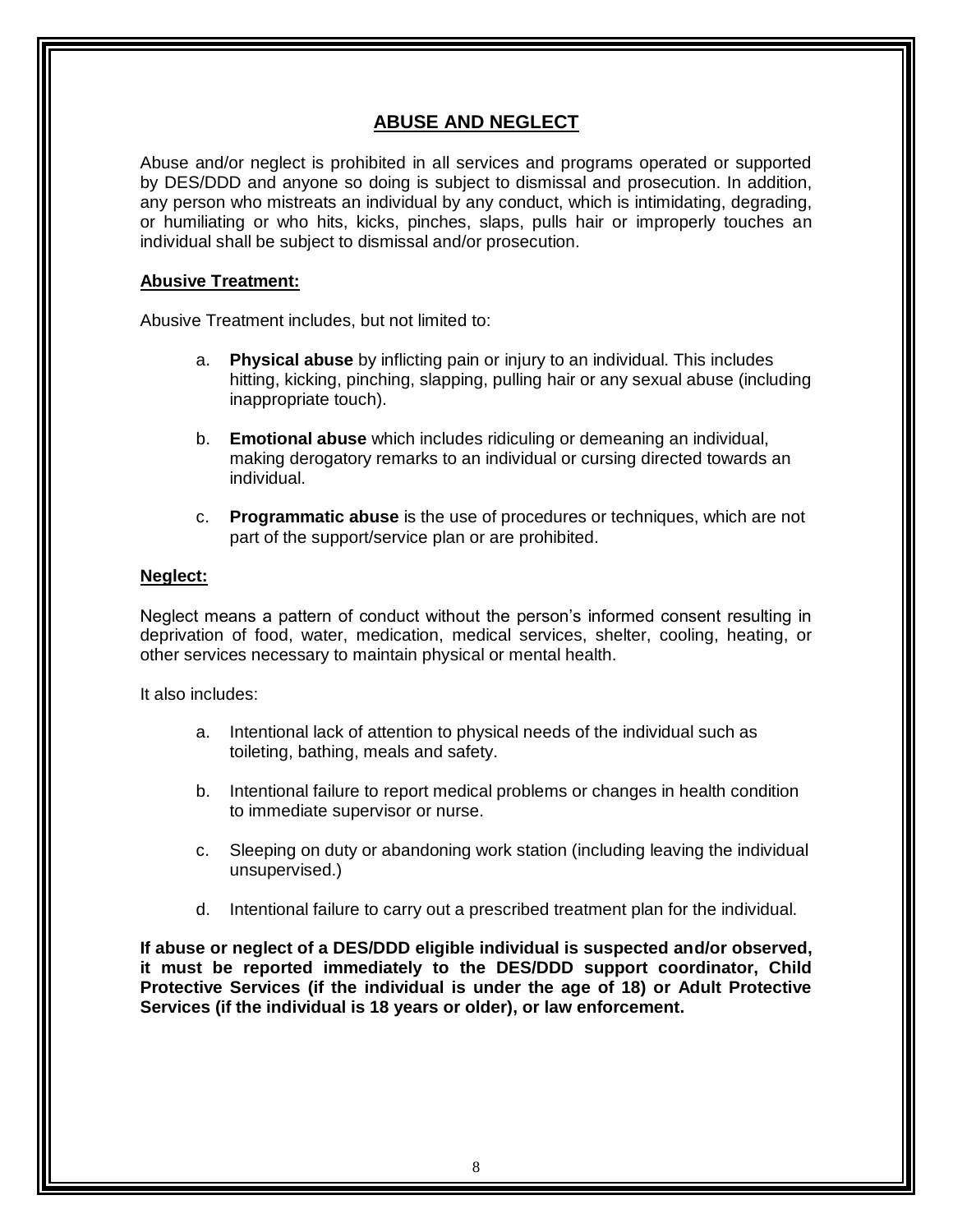## ABUSE AND NEGLECT

Abuse and/or neglect is prohibited in all services and programs operated or supported by DES/DDD and anyone so doing is subject to dismissal and prosecution. In addition, any person who mistreats an individual by any conduct, which is intimidating, degrading, or humiliating or who hits, kicks, pinches, slaps, pulls hair or improperly touches an individual shall be subject to dismissal and/or prosecution.

### Abusive Treatment:

Abusive Treatment includes, but not limited to:

a. **Physical abuse** by inflicting pain or injury to an individual. This includes hitting, kicking, pinching, slapping, pulling hair or any sexual abuse (including inappropriate touch).

b. **Emotional abuse** which includes ridiculing or demeaning an individual, making derogatory remarks to an individual or cursing directed towards an individual.

c. **Programmatic abuse** is the use of procedures or techniques, which are not part of the support/service plan or are prohibited.

### Neglect:

Neglect means a pattern of conduct without the person's informed consent resulting in deprivation of food, water, medication, medical services, shelter, cooling, heating, or other services necessary to maintain physical or mental health.

It also includes:

a. Intentional lack of attention to physical needs of the individual such as toileting, bathing, meals and safety.

b. Intentional failure to report medical problems or changes in health condition to immediate supervisor or nurse.

c. Sleeping on duty or abandoning work station (including leaving the individual unsupervised.)

d. Intentional failure to carry out a prescribed treatment plan for the individual.

**If abuse or neglect of a DES/DDD eligible individual is suspected and/or observed, it must be reported immediately to the DES/DDD support coordinator, Child Protective Services (if the individual is under the age of 18) or Adult Protective Services (if the individual is 18 years or older), or law enforcement.**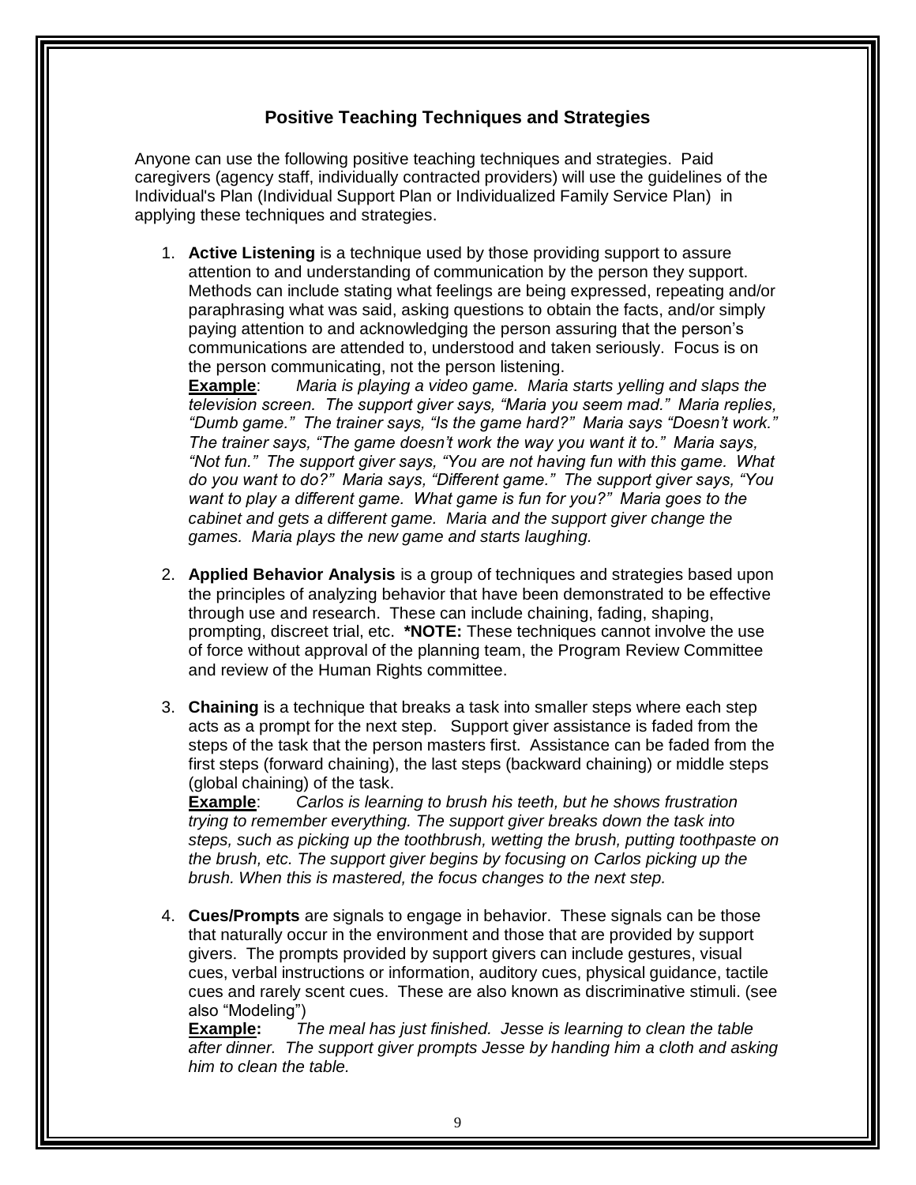## Positive Teaching Techniques and Strategies

Anyone can use the following positive teaching techniques and strategies. Paid caregivers (agency staff, individually contracted providers) will use the guidelines of the Individual's Plan (Individual Support Plan or Individualized Family Service Plan) in applying these techniques and strategies.

1. **Active Listening** is a technique used by those providing support to assure attention to and understanding of communication by the person they support. Methods can include stating what feelings are being expressed, repeating and/or paraphrasing what was said, asking questions to obtain the facts, and/or simply paying attention to and acknowledging the person assuring that the person's communications are attended to, understood and taken seriously. Focus is on the person communicating, not the person listening.
   **Example**: *Maria is playing a video game. Maria starts yelling and slaps the television screen. The support giver says, "Maria you seem mad." Maria replies, "Dumb game." The trainer says, "Is the game hard?" Maria says "Doesn't work." The trainer says, "The game doesn't work the way you want it to." Maria says, "Not fun." The support giver says, "You are not having fun with this game. What do you want to do?" Maria says, "Different game." The support giver says, "You want to play a different game. What game is fun for you?" Maria goes to the cabinet and gets a different game. Maria and the support giver change the games. Maria plays the new game and starts laughing.*

2. **Applied Behavior Analysis** is a group of techniques and strategies based upon the principles of analyzing behavior that have been demonstrated to be effective through use and research. These can include chaining, fading, shaping, prompting, discreet trial, etc. **\*NOTE:** These techniques cannot involve the use of force without approval of the planning team, the Program Review Committee and review of the Human Rights committee.

3. **Chaining** is a technique that breaks a task into smaller steps where each step acts as a prompt for the next step. Support giver assistance is faded from the steps of the task that the person masters first. Assistance can be faded from the first steps (forward chaining), the last steps (backward chaining) or middle steps (global chaining) of the task.
   **Example**: *Carlos is learning to brush his teeth, but he shows frustration trying to remember everything. The support giver breaks down the task into steps, such as picking up the toothbrush, wetting the brush, putting toothpaste on the brush, etc. The support giver begins by focusing on Carlos picking up the brush. When this is mastered, the focus changes to the next step.*

4. **Cues/Prompts** are signals to engage in behavior. These signals can be those that naturally occur in the environment and those that are provided by support givers. The prompts provided by support givers can include gestures, visual cues, verbal instructions or information, auditory cues, physical guidance, tactile cues and rarely scent cues. These are also known as discriminative stimuli. (see also "Modeling")
   **Example:** *The meal has just finished. Jesse is learning to clean the table after dinner. The support giver prompts Jesse by handing him a cloth and asking him to clean the table.*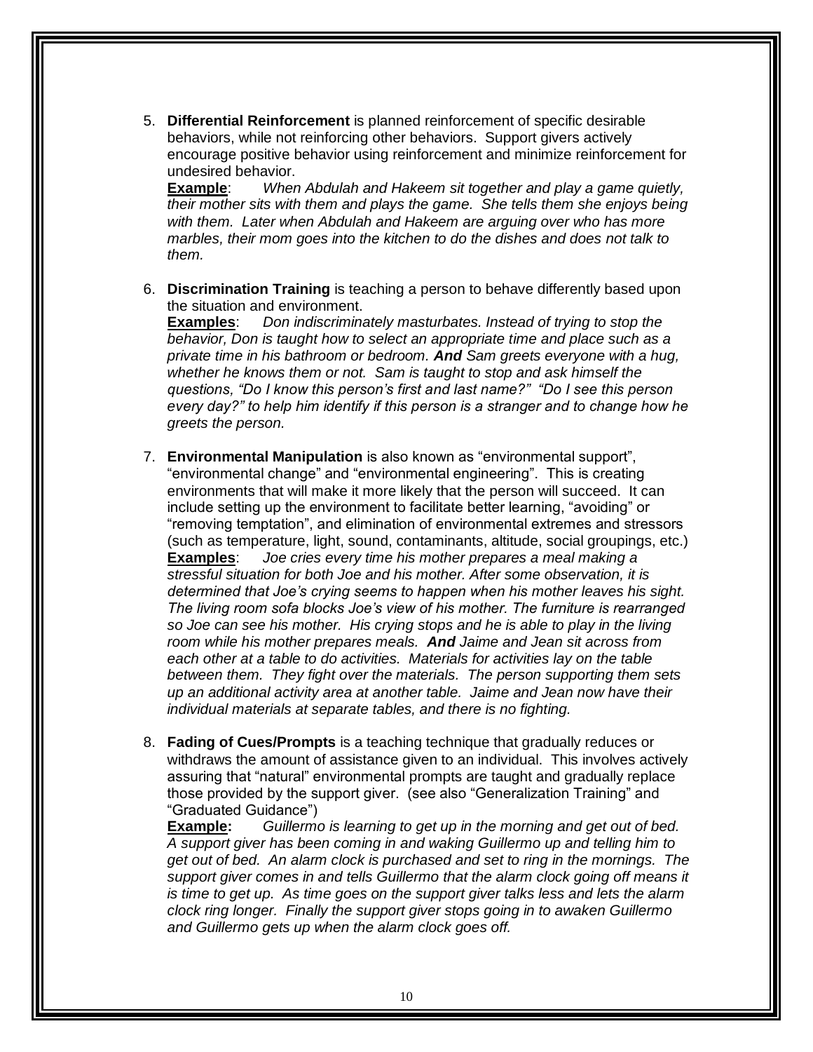5. **Differential Reinforcement** is planned reinforcement of specific desirable behaviors, while not reinforcing other behaviors. Support givers actively encourage positive behavior using reinforcement and minimize reinforcement for undesired behavior.
   <u>**Example**</u>: *When Abdulah and Hakeem sit together and play a game quietly, their mother sits with them and plays the game. She tells them she enjoys being with them. Later when Abdulah and Hakeem are arguing over who has more marbles, their mom goes into the kitchen to do the dishes and does not talk to them.*

6. **Discrimination Training** is teaching a person to behave differently based upon the situation and environment.
   <u>**Examples**</u>: *Don indiscriminately masturbates. Instead of trying to stop the behavior, Don is taught how to select an appropriate time and place such as a private time in his bathroom or bedroom.* ***And*** *Sam greets everyone with a hug, whether he knows them or not. Sam is taught to stop and ask himself the questions, "Do I know this person's first and last name?" "Do I see this person every day?" to help him identify if this person is a stranger and to change how he greets the person.*

7. **Environmental Manipulation** is also known as "environmental support", "environmental change" and "environmental engineering". This is creating environments that will make it more likely that the person will succeed. It can include setting up the environment to facilitate better learning, "avoiding" or "removing temptation", and elimination of environmental extremes and stressors (such as temperature, light, sound, contaminants, altitude, social groupings, etc.)
   <u>**Examples**</u>: *Joe cries every time his mother prepares a meal making a stressful situation for both Joe and his mother. After some observation, it is determined that Joe's crying seems to happen when his mother leaves his sight. The living room sofa blocks Joe's view of his mother. The furniture is rearranged so Joe can see his mother. His crying stops and he is able to play in the living room while his mother prepares meals.* ***And*** *Jaime and Jean sit across from each other at a table to do activities. Materials for activities lay on the table between them. They fight over the materials. The person supporting them sets up an additional activity area at another table. Jaime and Jean now have their individual materials at separate tables, and there is no fighting.*

8. **Fading of Cues/Prompts** is a teaching technique that gradually reduces or withdraws the amount of assistance given to an individual. This involves actively assuring that "natural" environmental prompts are taught and gradually replace those provided by the support giver. (see also "Generalization Training" and "Graduated Guidance")
   <u>**Example:**</u> *Guillermo is learning to get up in the morning and get out of bed. A support giver has been coming in and waking Guillermo up and telling him to get out of bed. An alarm clock is purchased and set to ring in the mornings. The support giver comes in and tells Guillermo that the alarm clock going off means it is time to get up. As time goes on the support giver talks less and lets the alarm clock ring longer. Finally the support giver stops going in to awaken Guillermo and Guillermo gets up when the alarm clock goes off.*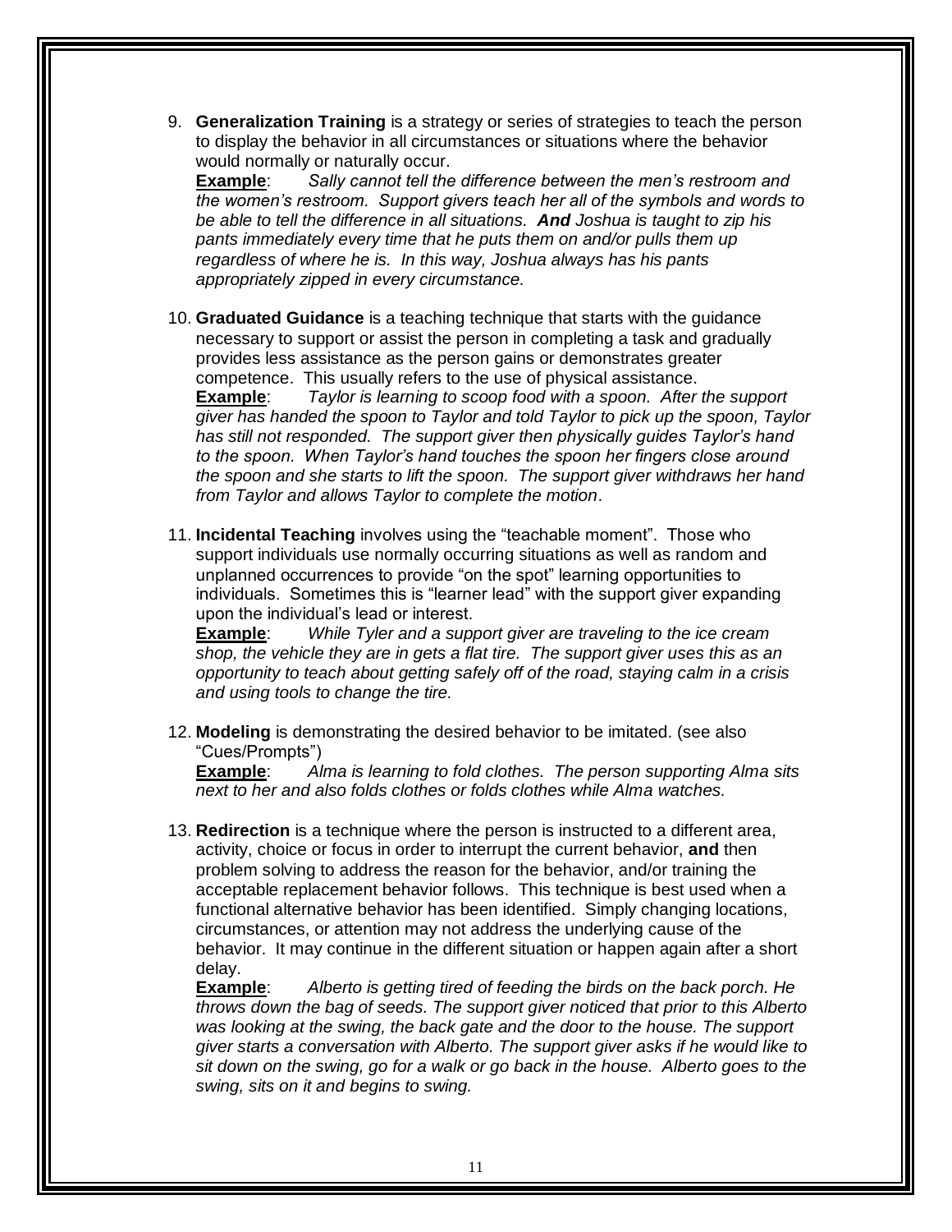9. **Generalization Training** is a strategy or series of strategies to teach the person to display the behavior in all circumstances or situations where the behavior would normally or naturally occur.
   **Example**: *Sally cannot tell the difference between the men's restroom and the women's restroom. Support givers teach her all of the symbols and words to be able to tell the difference in all situations.* ***And*** *Joshua is taught to zip his pants immediately every time that he puts them on and/or pulls them up regardless of where he is. In this way, Joshua always has his pants appropriately zipped in every circumstance.*

10. **Graduated Guidance** is a teaching technique that starts with the guidance necessary to support or assist the person in completing a task and gradually provides less assistance as the person gains or demonstrates greater competence. This usually refers to the use of physical assistance.
    **Example**: *Taylor is learning to scoop food with a spoon. After the support giver has handed the spoon to Taylor and told Taylor to pick up the spoon, Taylor has still not responded. The support giver then physically guides Taylor's hand to the spoon. When Taylor's hand touches the spoon her fingers close around the spoon and she starts to lift the spoon. The support giver withdraws her hand from Taylor and allows Taylor to complete the motion*.

11. **Incidental Teaching** involves using the "teachable moment". Those who support individuals use normally occurring situations as well as random and unplanned occurrences to provide "on the spot" learning opportunities to individuals. Sometimes this is "learner lead" with the support giver expanding upon the individual's lead or interest.
    **Example**: *While Tyler and a support giver are traveling to the ice cream shop, the vehicle they are in gets a flat tire. The support giver uses this as an opportunity to teach about getting safely off of the road, staying calm in a crisis and using tools to change the tire.*

12. **Modeling** is demonstrating the desired behavior to be imitated. (see also "Cues/Prompts")
    **Example**: *Alma is learning to fold clothes. The person supporting Alma sits next to her and also folds clothes or folds clothes while Alma watches.*

13. **Redirection** is a technique where the person is instructed to a different area, activity, choice or focus in order to interrupt the current behavior, **and** then problem solving to address the reason for the behavior, and/or training the acceptable replacement behavior follows. This technique is best used when a functional alternative behavior has been identified. Simply changing locations, circumstances, or attention may not address the underlying cause of the behavior. It may continue in the different situation or happen again after a short delay.
    **Example**: *Alberto is getting tired of feeding the birds on the back porch. He throws down the bag of seeds. The support giver noticed that prior to this Alberto was looking at the swing, the back gate and the door to the house. The support giver starts a conversation with Alberto. The support giver asks if he would like to sit down on the swing, go for a walk or go back in the house. Alberto goes to the swing, sits on it and begins to swing.*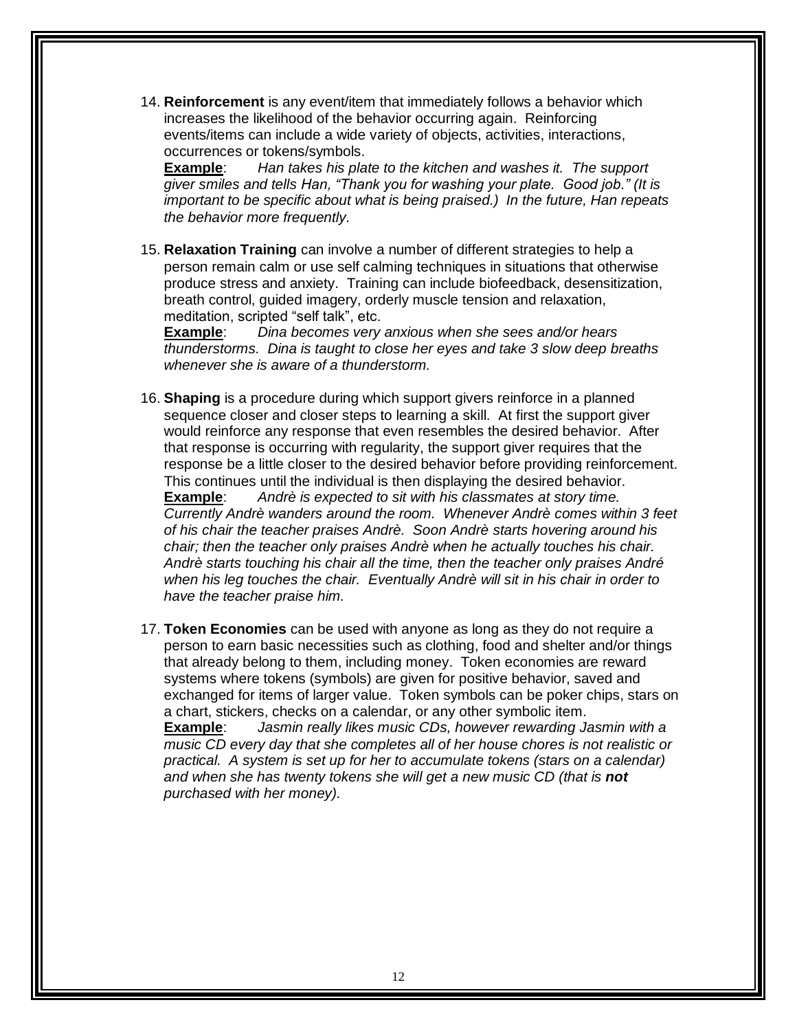14. **Reinforcement** is any event/item that immediately follows a behavior which increases the likelihood of the behavior occurring again. Reinforcing events/items can include a wide variety of objects, activities, interactions, occurrences or tokens/symbols.
    **Example**: *Han takes his plate to the kitchen and washes it. The support giver smiles and tells Han, "Thank you for washing your plate. Good job." (It is important to be specific about what is being praised.) In the future, Han repeats the behavior more frequently.*

15. **Relaxation Training** can involve a number of different strategies to help a person remain calm or use self calming techniques in situations that otherwise produce stress and anxiety. Training can include biofeedback, desensitization, breath control, guided imagery, orderly muscle tension and relaxation, meditation, scripted "self talk", etc.
    **Example**: *Dina becomes very anxious when she sees and/or hears thunderstorms. Dina is taught to close her eyes and take 3 slow deep breaths whenever she is aware of a thunderstorm.*

16. **Shaping** is a procedure during which support givers reinforce in a planned sequence closer and closer steps to learning a skill. At first the support giver would reinforce any response that even resembles the desired behavior. After that response is occurring with regularity, the support giver requires that the response be a little closer to the desired behavior before providing reinforcement. This continues until the individual is then displaying the desired behavior.
    **Example**: *Andrè is expected to sit with his classmates at story time. Currently Andrè wanders around the room. Whenever Andrè comes within 3 feet of his chair the teacher praises Andrè. Soon Andrè starts hovering around his chair; then the teacher only praises Andrè when he actually touches his chair. Andrè starts touching his chair all the time, then the teacher only praises André when his leg touches the chair. Eventually Andrè will sit in his chair in order to have the teacher praise him.*

17. **Token Economies** can be used with anyone as long as they do not require a person to earn basic necessities such as clothing, food and shelter and/or things that already belong to them, including money. Token economies are reward systems where tokens (symbols) are given for positive behavior, saved and exchanged for items of larger value. Token symbols can be poker chips, stars on a chart, stickers, checks on a calendar, or any other symbolic item.
    **Example**: *Jasmin really likes music CDs, however rewarding Jasmin with a music CD every day that she completes all of her house chores is not realistic or practical. A system is set up for her to accumulate tokens (stars on a calendar) and when she has twenty tokens she will get a new music CD (that is* ***not*** *purchased with her money).*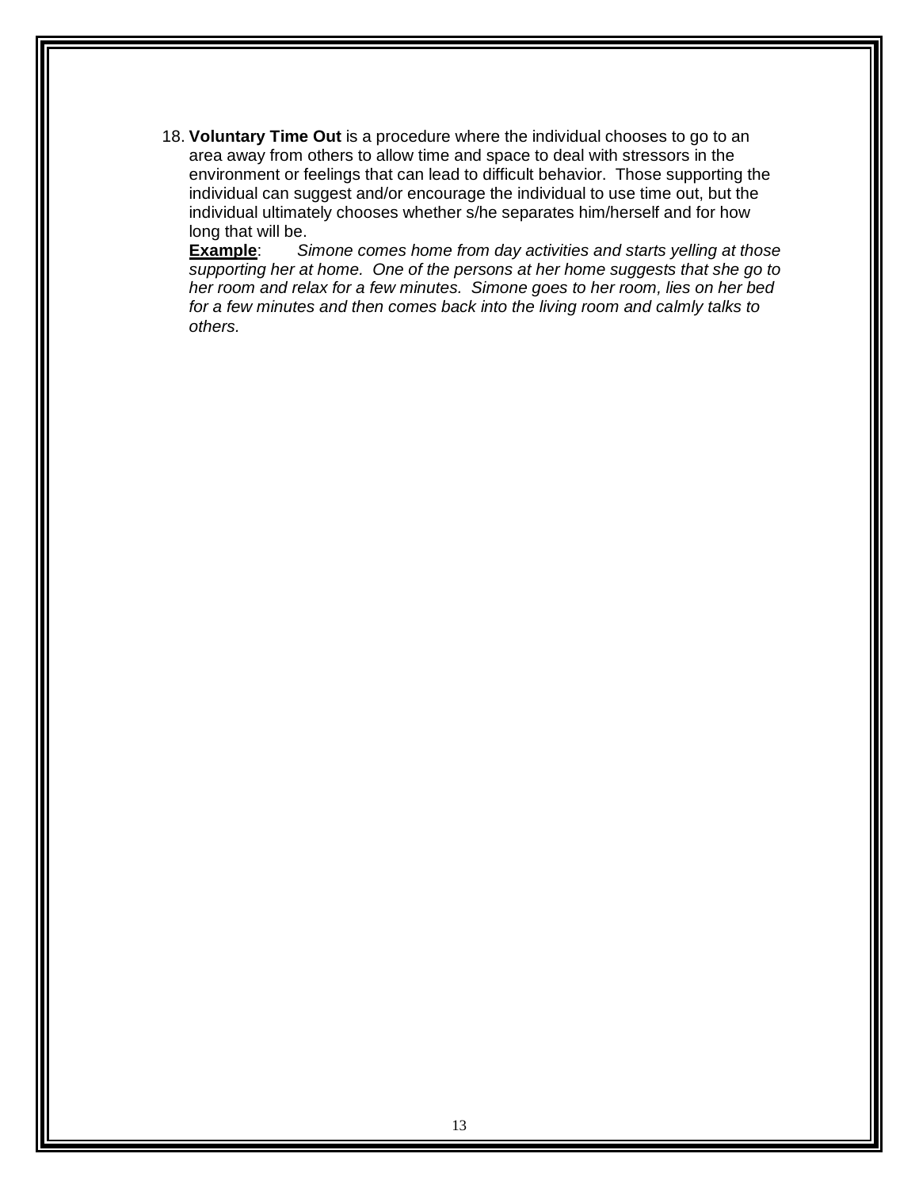18. **Voluntary Time Out** is a procedure where the individual chooses to go to an area away from others to allow time and space to deal with stressors in the environment or feelings that can lead to difficult behavior. Those supporting the individual can suggest and/or encourage the individual to use time out, but the individual ultimately chooses whether s/he separates him/herself and for how long that will be.

    **<u>Example</u>**: *Simone comes home from day activities and starts yelling at those supporting her at home. One of the persons at her home suggests that she go to her room and relax for a few minutes. Simone goes to her room, lies on her bed for a few minutes and then comes back into the living room and calmly talks to others.*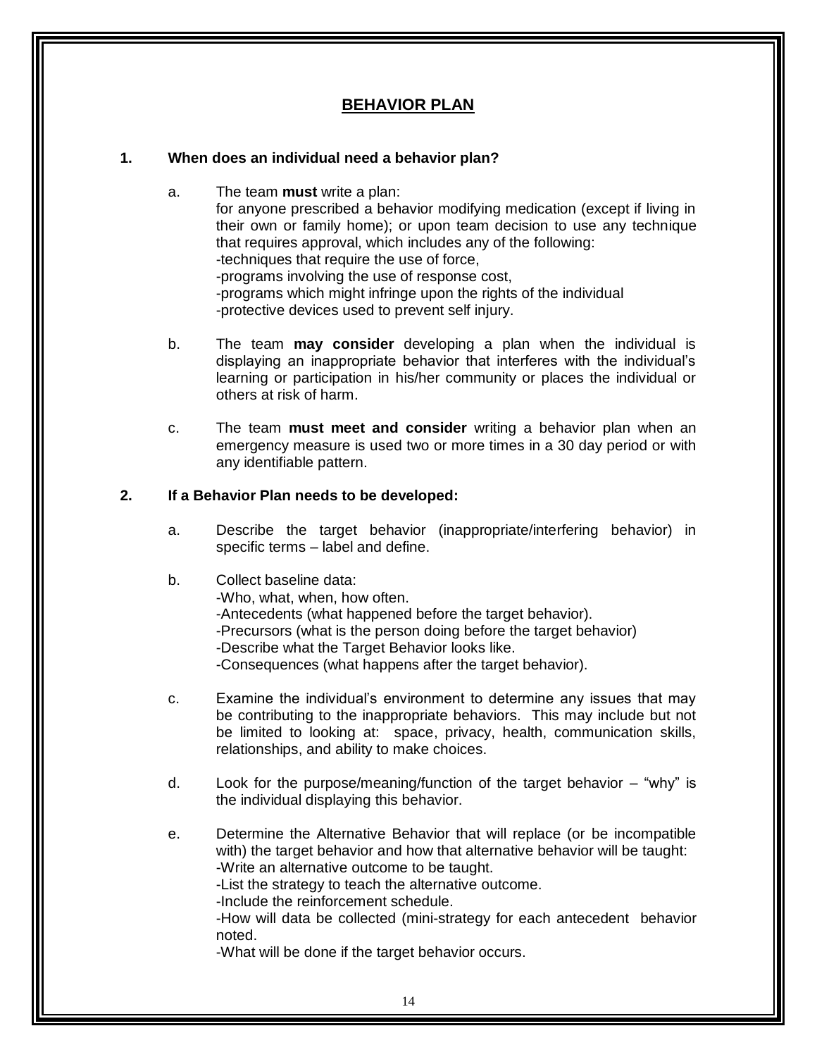## BEHAVIOR PLAN

**1. When does an individual need a behavior plan?**

a. The team **must** write a plan:
for anyone prescribed a behavior modifying medication (except if living in their own or family home); or upon team decision to use any technique that requires approval, which includes any of the following:
-techniques that require the use of force,
-programs involving the use of response cost,
-programs which might infringe upon the rights of the individual
-protective devices used to prevent self injury.

b. The team **may consider** developing a plan when the individual is displaying an inappropriate behavior that interferes with the individual's learning or participation in his/her community or places the individual or others at risk of harm.

c. The team **must meet and consider** writing a behavior plan when an emergency measure is used two or more times in a 30 day period or with any identifiable pattern.

**2. If a Behavior Plan needs to be developed:**

a. Describe the target behavior (inappropriate/interfering behavior) in specific terms – label and define.

b. Collect baseline data:
-Who, what, when, how often.
-Antecedents (what happened before the target behavior).
-Precursors (what is the person doing before the target behavior)
-Describe what the Target Behavior looks like.
-Consequences (what happens after the target behavior).

c. Examine the individual's environment to determine any issues that may be contributing to the inappropriate behaviors. This may include but not be limited to looking at: space, privacy, health, communication skills, relationships, and ability to make choices.

d. Look for the purpose/meaning/function of the target behavior – "why" is the individual displaying this behavior.

e. Determine the Alternative Behavior that will replace (or be incompatible with) the target behavior and how that alternative behavior will be taught:
-Write an alternative outcome to be taught.
-List the strategy to teach the alternative outcome.
-Include the reinforcement schedule.
-How will data be collected (mini-strategy for each antecedent behavior noted.
-What will be done if the target behavior occurs.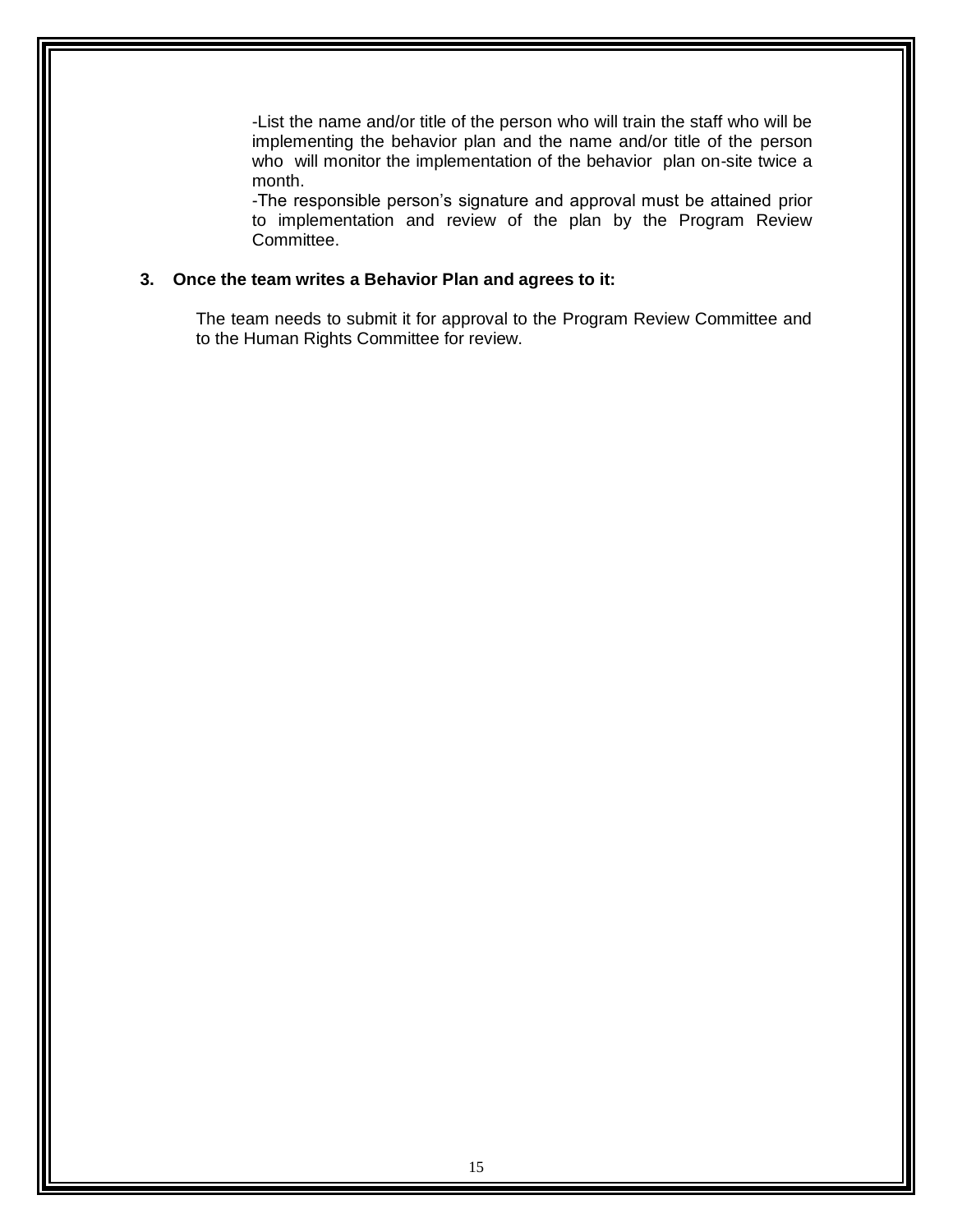-List the name and/or title of the person who will train the staff who will be implementing the behavior plan and the name and/or title of the person who will monitor the implementation of the behavior plan on-site twice a month.

-The responsible person's signature and approval must be attained prior to implementation and review of the plan by the Program Review Committee.

**3. Once the team writes a Behavior Plan and agrees to it:**

The team needs to submit it for approval to the Program Review Committee and to the Human Rights Committee for review.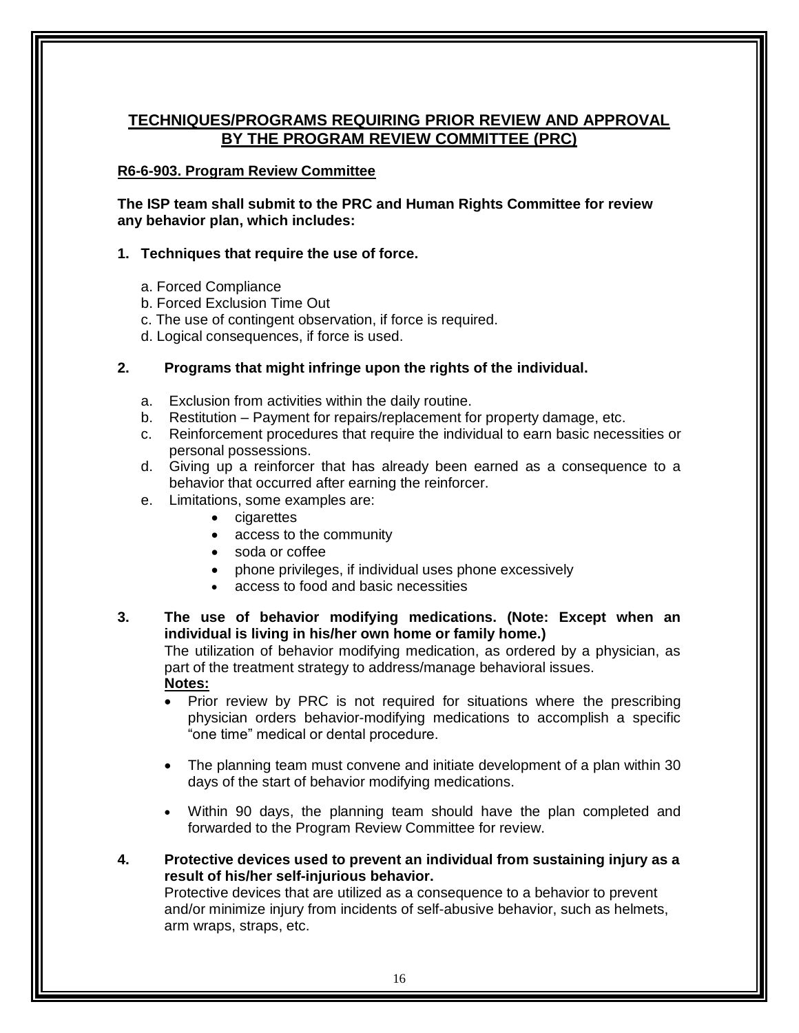## TECHNIQUES/PROGRAMS REQUIRING PRIOR REVIEW AND APPROVAL BY THE PROGRAM REVIEW COMMITTEE (PRC)

### R6-6-903. Program Review Committee

**The ISP team shall submit to the PRC and Human Rights Committee for review any behavior plan, which includes:**

1. **Techniques that require the use of force.**

   a. Forced Compliance
   b. Forced Exclusion Time Out
   c. The use of contingent observation, if force is required.
   d. Logical consequences, if force is used.

2. **Programs that might infringe upon the rights of the individual.**

   a. Exclusion from activities within the daily routine.
   b. Restitution – Payment for repairs/replacement for property damage, etc.
   c. Reinforcement procedures that require the individual to earn basic necessities or personal possessions.
   d. Giving up a reinforcer that has already been earned as a consequence to a behavior that occurred after earning the reinforcer.
   e. Limitations, some examples are:
      - cigarettes
      - access to the community
      - soda or coffee
      - phone privileges, if individual uses phone excessively
      - access to food and basic necessities

3. **The use of behavior modifying medications. (Note: Except when an individual is living in his/her own home or family home.)**
   The utilization of behavior modifying medication, as ordered by a physician, as part of the treatment strategy to address/manage behavioral issues.
   **Notes:**
   - Prior review by PRC is not required for situations where the prescribing physician orders behavior-modifying medications to accomplish a specific "one time" medical or dental procedure.
   - The planning team must convene and initiate development of a plan within 30 days of the start of behavior modifying medications.
   - Within 90 days, the planning team should have the plan completed and forwarded to the Program Review Committee for review.

4. **Protective devices used to prevent an individual from sustaining injury as a result of his/her self-injurious behavior.**
   Protective devices that are utilized as a consequence to a behavior to prevent and/or minimize injury from incidents of self-abusive behavior, such as helmets, arm wraps, straps, etc.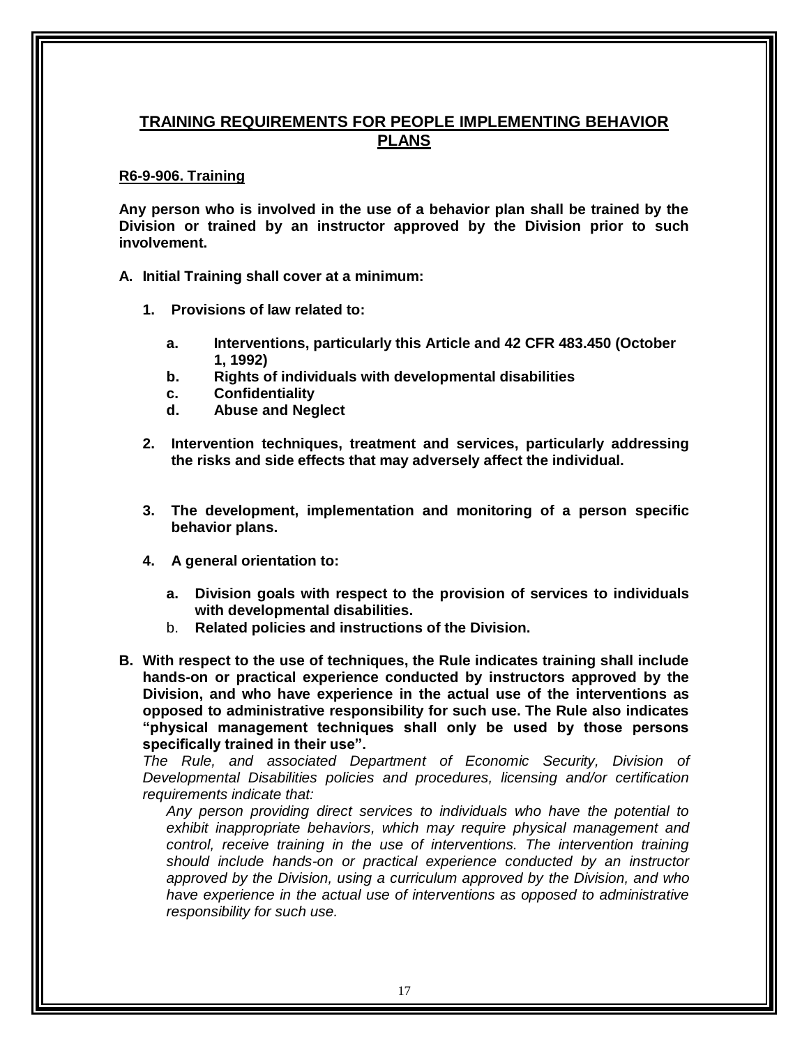## TRAINING REQUIREMENTS FOR PEOPLE IMPLEMENTING BEHAVIOR PLANS

### R6-9-906. Training

**Any person who is involved in the use of a behavior plan shall be trained by the Division or trained by an instructor approved by the Division prior to such involvement.**

**A. Initial Training shall cover at a minimum:**

1. **Provisions of law related to:**

   a. **Interventions, particularly this Article and 42 CFR 483.450 (October 1, 1992)**
   b. **Rights of individuals with developmental disabilities**
   c. **Confidentiality**
   d. **Abuse and Neglect**

2. **Intervention techniques, treatment and services, particularly addressing the risks and side effects that may adversely affect the individual.**

3. **The development, implementation and monitoring of a person specific behavior plans.**

4. **A general orientation to:**

   a. **Division goals with respect to the provision of services to individuals with developmental disabilities.**
   b. **Related policies and instructions of the Division.**

**B. With respect to the use of techniques, the Rule indicates training shall include hands-on or practical experience conducted by instructors approved by the Division, and who have experience in the actual use of the interventions as opposed to administrative responsibility for such use. The Rule also indicates "physical management techniques shall only be used by those persons specifically trained in their use".**

*The Rule, and associated Department of Economic Security, Division of Developmental Disabilities policies and procedures, licensing and/or certification requirements indicate that:*

*Any person providing direct services to individuals who have the potential to exhibit inappropriate behaviors, which may require physical management and control, receive training in the use of interventions. The intervention training should include hands-on or practical experience conducted by an instructor approved by the Division, using a curriculum approved by the Division, and who have experience in the actual use of interventions as opposed to administrative responsibility for such use.*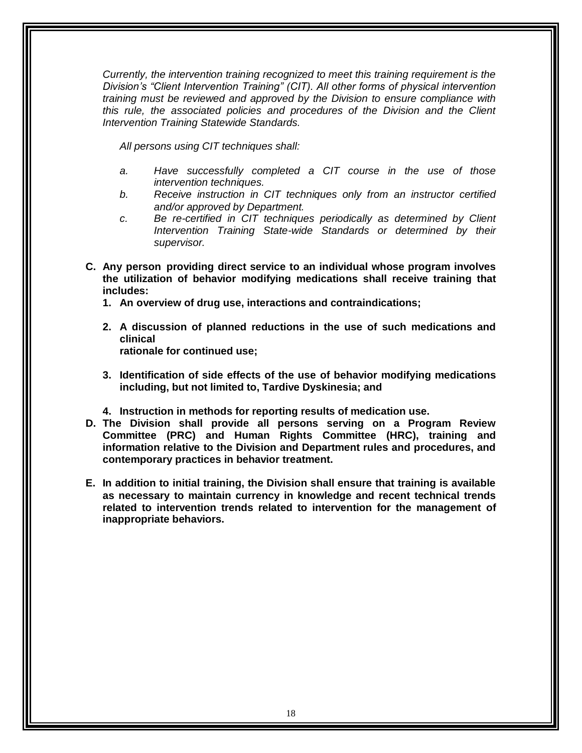*Currently, the intervention training recognized to meet this training requirement is the Division's "Client Intervention Training" (CIT). All other forms of physical intervention training must be reviewed and approved by the Division to ensure compliance with this rule, the associated policies and procedures of the Division and the Client Intervention Training Statewide Standards.*

*All persons using CIT techniques shall:*

*a. Have successfully completed a CIT course in the use of those intervention techniques.*

*b. Receive instruction in CIT techniques only from an instructor certified and/or approved by Department.*

*c. Be re-certified in CIT techniques periodically as determined by Client Intervention Training State-wide Standards or determined by their supervisor.*

**C. Any person providing direct service to an individual whose program involves the utilization of behavior modifying medications shall receive training that includes:**

**1. An overview of drug use, interactions and contraindications;**

**2. A discussion of planned reductions in the use of such medications and clinical rationale for continued use;**

**3. Identification of side effects of the use of behavior modifying medications including, but not limited to, Tardive Dyskinesia; and**

**4. Instruction in methods for reporting results of medication use.**

**D. The Division shall provide all persons serving on a Program Review Committee (PRC) and Human Rights Committee (HRC), training and information relative to the Division and Department rules and procedures, and contemporary practices in behavior treatment.**

**E. In addition to initial training, the Division shall ensure that training is available as necessary to maintain currency in knowledge and recent technical trends related to intervention trends related to intervention for the management of inappropriate behaviors.**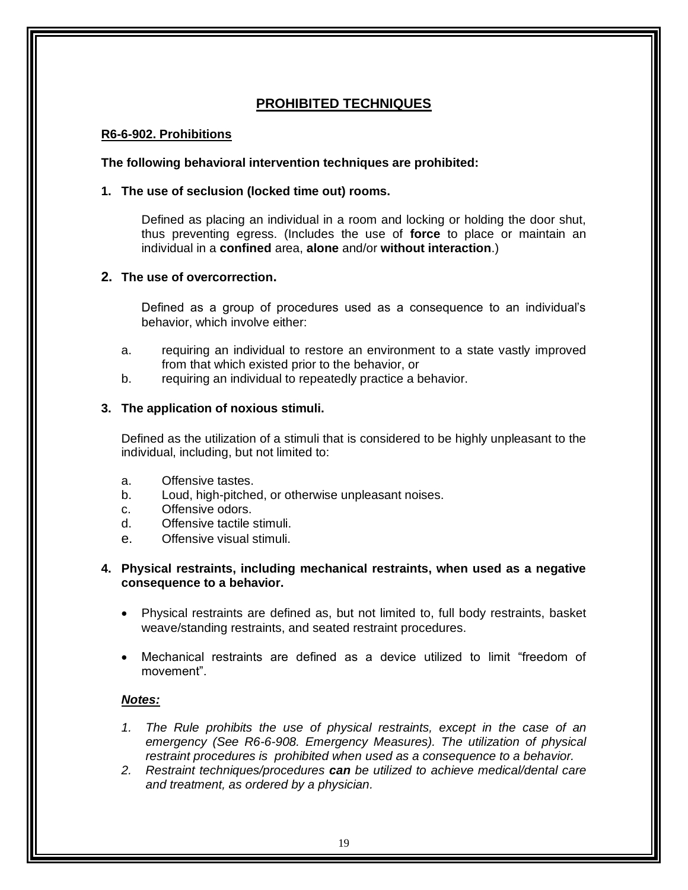## PROHIBITED TECHNIQUES

### R6-6-902. Prohibitions

**The following behavioral intervention techniques are prohibited:**

**1. The use of seclusion (locked time out) rooms.**

Defined as placing an individual in a room and locking or holding the door shut, thus preventing egress. (Includes the use of **force** to place or maintain an individual in a **confined** area, **alone** and/or **without interaction**.)

**2. The use of overcorrection.**

Defined as a group of procedures used as a consequence to an individual's behavior, which involve either:

a. requiring an individual to restore an environment to a state vastly improved from that which existed prior to the behavior, or
b. requiring an individual to repeatedly practice a behavior.

**3. The application of noxious stimuli.**

Defined as the utilization of a stimuli that is considered to be highly unpleasant to the individual, including, but not limited to:

a. Offensive tastes.
b. Loud, high-pitched, or otherwise unpleasant noises.
c. Offensive odors.
d. Offensive tactile stimuli.
e. Offensive visual stimuli.

**4. Physical restraints, including mechanical restraints, when used as a negative consequence to a behavior.**

- Physical restraints are defined as, but not limited to, full body restraints, basket weave/standing restraints, and seated restraint procedures.
- Mechanical restraints are defined as a device utilized to limit "freedom of movement".

***Notes:***

1. *The Rule prohibits the use of physical restraints, except in the case of an emergency (See R6-6-908. Emergency Measures). The utilization of physical restraint procedures is prohibited when used as a consequence to a behavior.*
2. *Restraint techniques/procedures **can** be utilized to achieve medical/dental care and treatment, as ordered by a physician.*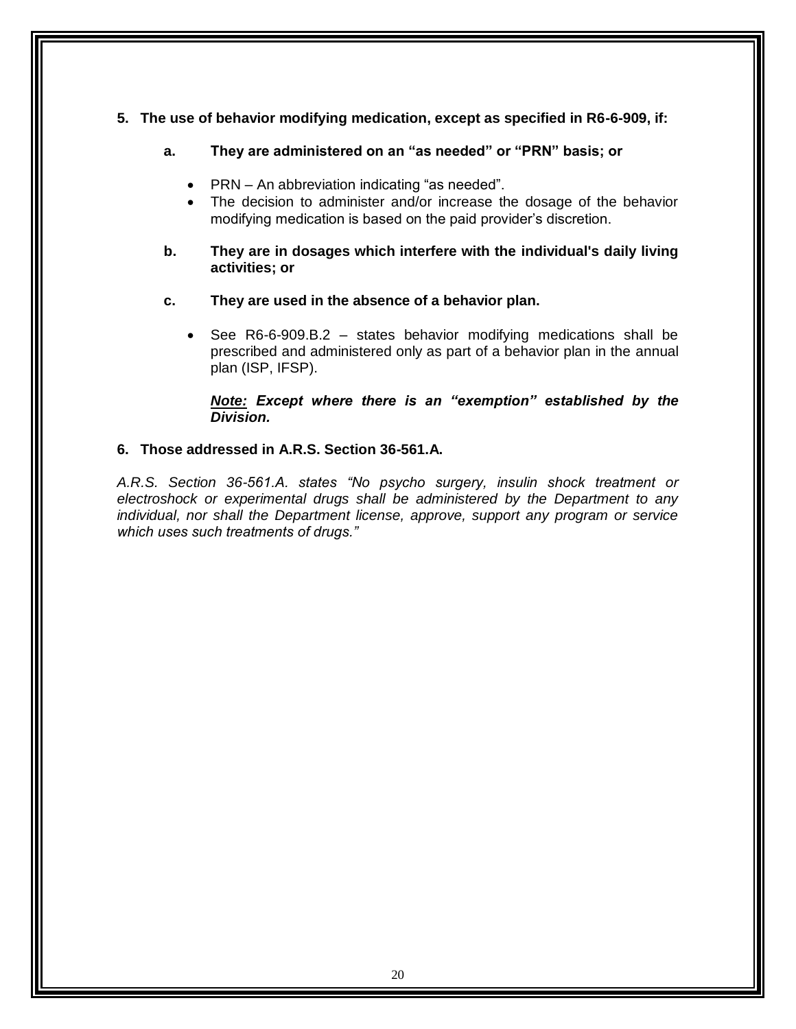**5. The use of behavior modifying medication, except as specified in R6-6-909, if:**

**a. They are administered on an "as needed" or "PRN" basis; or**

- PRN – An abbreviation indicating "as needed".
- The decision to administer and/or increase the dosage of the behavior modifying medication is based on the paid provider's discretion.

**b. They are in dosages which interfere with the individual's daily living activities; or**

**c. They are used in the absence of a behavior plan.**

- See R6-6-909.B.2 – states behavior modifying medications shall be prescribed and administered only as part of a behavior plan in the annual plan (ISP, IFSP).

***<u>Note:</u> Except where there is an "exemption" established by the Division.***

**6. Those addressed in A.R.S. Section 36-561.A.**

*A.R.S. Section 36-561.A. states "No psycho surgery, insulin shock treatment or electroshock or experimental drugs shall be administered by the Department to any individual, nor shall the Department license, approve, support any program or service which uses such treatments of drugs."*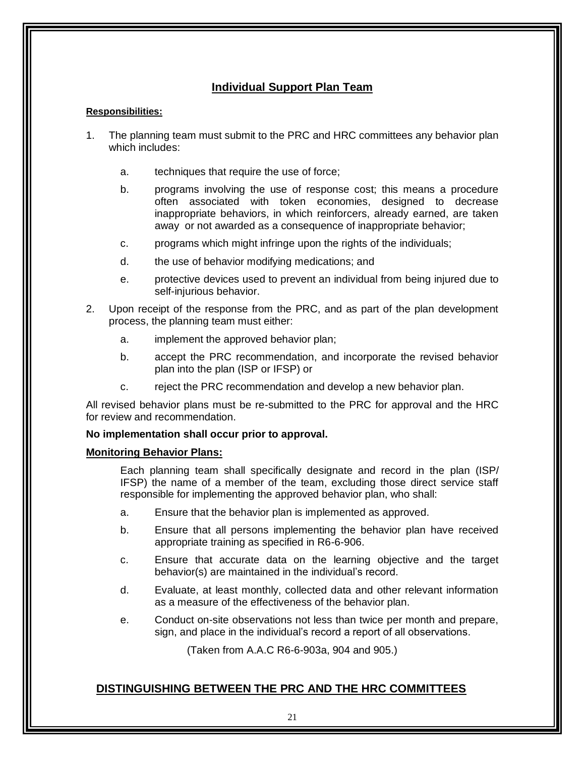## Individual Support Plan Team

**Responsibilities:**

1. The planning team must submit to the PRC and HRC committees any behavior plan which includes:

   a. techniques that require the use of force;

   b. programs involving the use of response cost; this means a procedure often associated with token economies, designed to decrease inappropriate behaviors, in which reinforcers, already earned, are taken away or not awarded as a consequence of inappropriate behavior;

   c. programs which might infringe upon the rights of the individuals;

   d. the use of behavior modifying medications; and

   e. protective devices used to prevent an individual from being injured due to self-injurious behavior.

2. Upon receipt of the response from the PRC, and as part of the plan development process, the planning team must either:

   a. implement the approved behavior plan;

   b. accept the PRC recommendation, and incorporate the revised behavior plan into the plan (ISP or IFSP) or

   c. reject the PRC recommendation and develop a new behavior plan.

All revised behavior plans must be re-submitted to the PRC for approval and the HRC for review and recommendation.

**No implementation shall occur prior to approval.**

**Monitoring Behavior Plans:**

Each planning team shall specifically designate and record in the plan (ISP/ IFSP) the name of a member of the team, excluding those direct service staff responsible for implementing the approved behavior plan, who shall:

a. Ensure that the behavior plan is implemented as approved.

b. Ensure that all persons implementing the behavior plan have received appropriate training as specified in R6-6-906.

c. Ensure that accurate data on the learning objective and the target behavior(s) are maintained in the individual's record.

d. Evaluate, at least monthly, collected data and other relevant information as a measure of the effectiveness of the behavior plan.

e. Conduct on-site observations not less than twice per month and prepare, sign, and place in the individual's record a report of all observations.

(Taken from A.A.C R6-6-903a, 904 and 905.)

## DISTINGUISHING BETWEEN THE PRC AND THE HRC COMMITTEES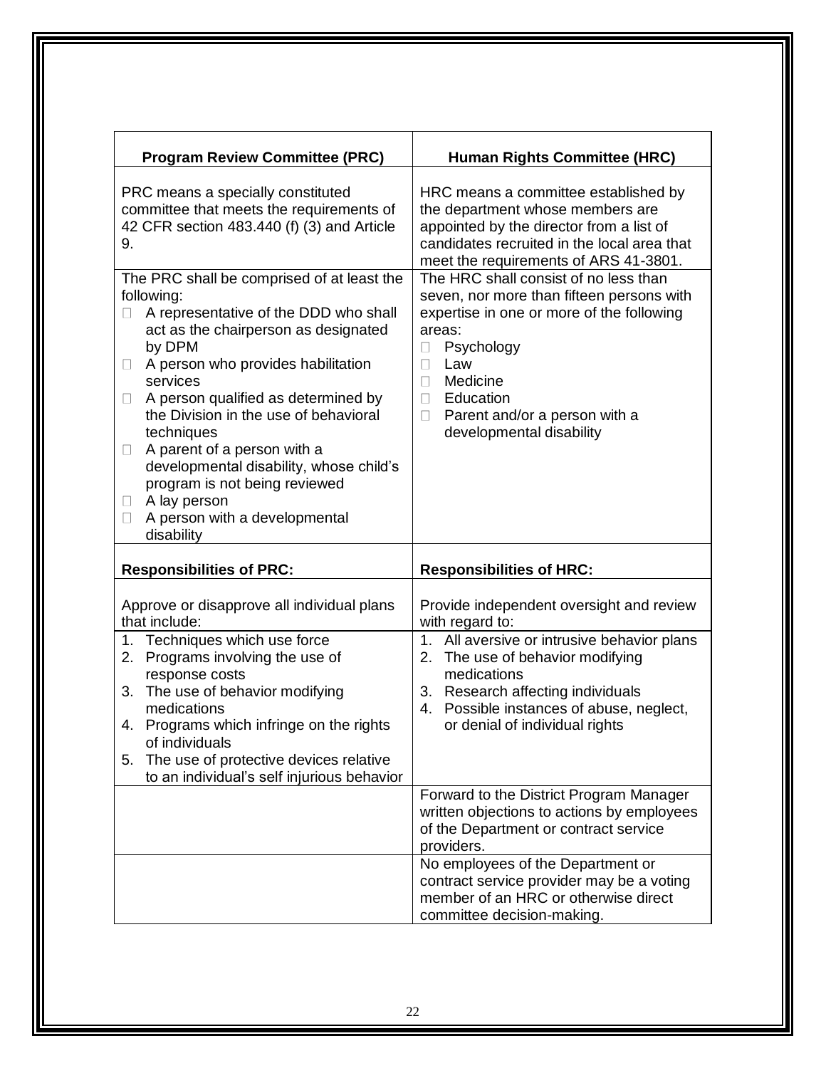| **Program Review Committee (PRC)** | **Human Rights Committee (HRC)** |
|---|---|
| PRC means a specially constituted committee that meets the requirements of 42 CFR section 483.440 (f) (3) and Article 9. | HRC means a committee established by the department whose members are appointed by the director from a list of candidates recruited in the local area that meet the requirements of ARS 41-3801. |
| The PRC shall be comprised of at least the following:<br>- A representative of the DDD who shall act as the chairperson as designated by DPM<br>- A person who provides habilitation services<br>- A person qualified as determined by the Division in the use of behavioral techniques<br>- A parent of a person with a developmental disability, whose child's program is not being reviewed<br>- A lay person<br>- A person with a developmental disability | The HRC shall consist of no less than seven, nor more than fifteen persons with expertise in one or more of the following areas:<br>- Psychology<br>- Law<br>- Medicine<br>- Education<br>- Parent and/or a person with a developmental disability |
| **Responsibilities of PRC:** | **Responsibilities of HRC:** |
| Approve or disapprove all individual plans that include: | Provide independent oversight and review with regard to: |
| 1. Techniques which use force<br>2. Programs involving the use of response costs<br>3. The use of behavior modifying medications<br>4. Programs which infringe on the rights of individuals<br>5. The use of protective devices relative to an individual's self injurious behavior | 1. All aversive or intrusive behavior plans<br>2. The use of behavior modifying medications<br>3. Research affecting individuals<br>4. Possible instances of abuse, neglect, or denial of individual rights |
| | Forward to the District Program Manager written objections to actions by employees of the Department or contract service providers. |
| | No employees of the Department or contract service provider may be a voting member of an HRC or otherwise direct committee decision-making. |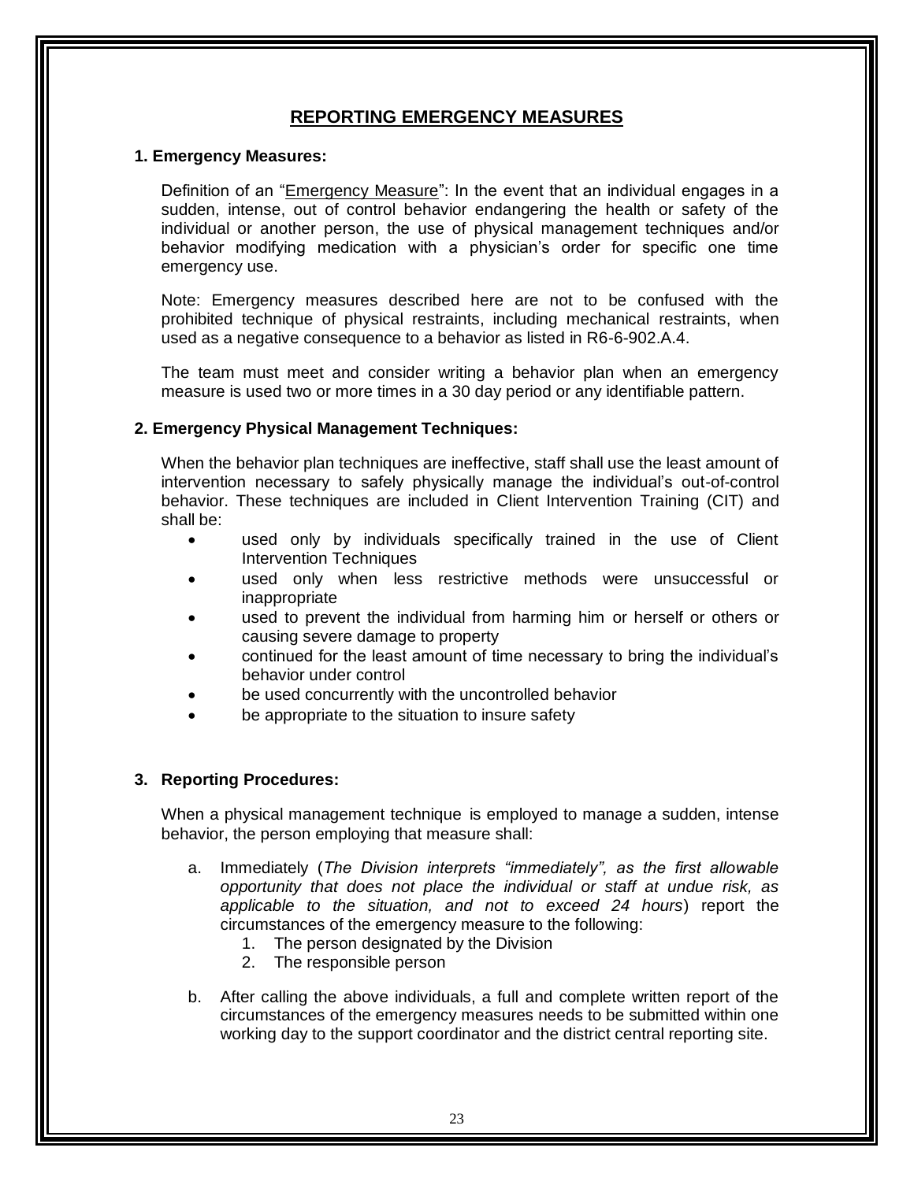## REPORTING EMERGENCY MEASURES

**1. Emergency Measures:**

Definition of an "Emergency Measure": In the event that an individual engages in a sudden, intense, out of control behavior endangering the health or safety of the individual or another person, the use of physical management techniques and/or behavior modifying medication with a physician's order for specific one time emergency use.

Note: Emergency measures described here are not to be confused with the prohibited technique of physical restraints, including mechanical restraints, when used as a negative consequence to a behavior as listed in R6-6-902.A.4.

The team must meet and consider writing a behavior plan when an emergency measure is used two or more times in a 30 day period or any identifiable pattern.

**2. Emergency Physical Management Techniques:**

When the behavior plan techniques are ineffective, staff shall use the least amount of intervention necessary to safely physically manage the individual's out-of-control behavior. These techniques are included in Client Intervention Training (CIT) and shall be:

- used only by individuals specifically trained in the use of Client Intervention Techniques
- used only when less restrictive methods were unsuccessful or inappropriate
- used to prevent the individual from harming him or herself or others or causing severe damage to property
- continued for the least amount of time necessary to bring the individual's behavior under control
- be used concurrently with the uncontrolled behavior
- be appropriate to the situation to insure safety

**3. Reporting Procedures:**

When a physical management technique is employed to manage a sudden, intense behavior, the person employing that measure shall:

a. Immediately (*The Division interprets "immediately", as the first allowable opportunity that does not place the individual or staff at undue risk, as applicable to the situation, and not to exceed 24 hours*) report the circumstances of the emergency measure to the following:
   1. The person designated by the Division
   2. The responsible person

b. After calling the above individuals, a full and complete written report of the circumstances of the emergency measures needs to be submitted within one working day to the support coordinator and the district central reporting site.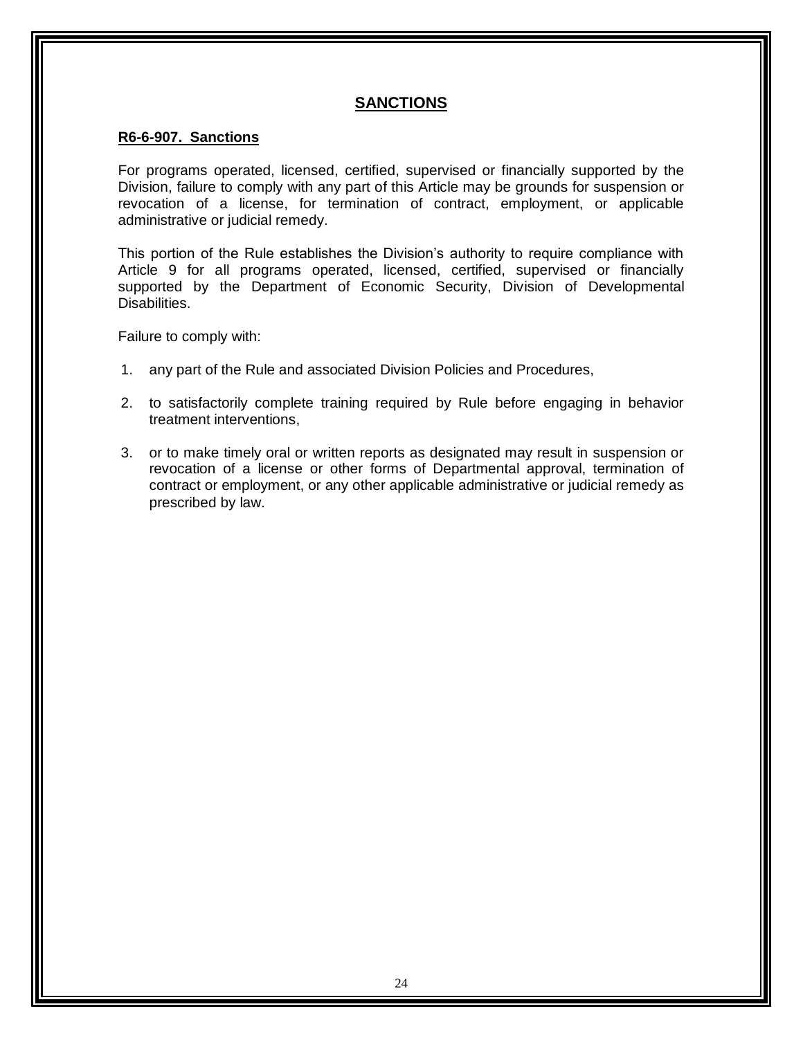## SANCTIONS

### R6-6-907. Sanctions

For programs operated, licensed, certified, supervised or financially supported by the Division, failure to comply with any part of this Article may be grounds for suspension or revocation of a license, for termination of contract, employment, or applicable administrative or judicial remedy.

This portion of the Rule establishes the Division's authority to require compliance with Article 9 for all programs operated, licensed, certified, supervised or financially supported by the Department of Economic Security, Division of Developmental Disabilities.

Failure to comply with:

1. any part of the Rule and associated Division Policies and Procedures,
2. to satisfactorily complete training required by Rule before engaging in behavior treatment interventions,
3. or to make timely oral or written reports as designated may result in suspension or revocation of a license or other forms of Departmental approval, termination of contract or employment, or any other applicable administrative or judicial remedy as prescribed by law.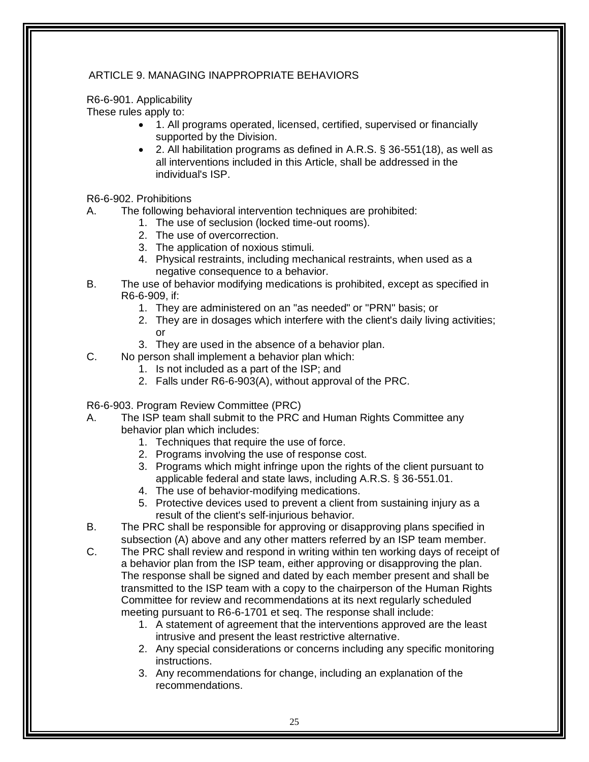## ARTICLE 9. MANAGING INAPPROPRIATE BEHAVIORS

R6-6-901. Applicability

These rules apply to:

- 1. All programs operated, licensed, certified, supervised or financially supported by the Division.
- 2. All habilitation programs as defined in A.R.S. § 36-551(18), as well as all interventions included in this Article, shall be addressed in the individual's ISP.

R6-6-902. Prohibitions

A. The following behavioral intervention techniques are prohibited:
   1. The use of seclusion (locked time-out rooms).
   2. The use of overcorrection.
   3. The application of noxious stimuli.
   4. Physical restraints, including mechanical restraints, when used as a negative consequence to a behavior.

B. The use of behavior modifying medications is prohibited, except as specified in R6-6-909, if:
   1. They are administered on an "as needed" or "PRN" basis; or
   2. They are in dosages which interfere with the client's daily living activities; or
   3. They are used in the absence of a behavior plan.

C. No person shall implement a behavior plan which:
   1. Is not included as a part of the ISP; and
   2. Falls under R6-6-903(A), without approval of the PRC.

R6-6-903. Program Review Committee (PRC)

A. The ISP team shall submit to the PRC and Human Rights Committee any behavior plan which includes:
   1. Techniques that require the use of force.
   2. Programs involving the use of response cost.
   3. Programs which might infringe upon the rights of the client pursuant to applicable federal and state laws, including A.R.S. § 36-551.01.
   4. The use of behavior-modifying medications.
   5. Protective devices used to prevent a client from sustaining injury as a result of the client's self-injurious behavior.

B. The PRC shall be responsible for approving or disapproving plans specified in subsection (A) above and any other matters referred by an ISP team member.

C. The PRC shall review and respond in writing within ten working days of receipt of a behavior plan from the ISP team, either approving or disapproving the plan. The response shall be signed and dated by each member present and shall be transmitted to the ISP team with a copy to the chairperson of the Human Rights Committee for review and recommendations at its next regularly scheduled meeting pursuant to R6-6-1701 et seq. The response shall include:
   1. A statement of agreement that the interventions approved are the least intrusive and present the least restrictive alternative.
   2. Any special considerations or concerns including any specific monitoring instructions.
   3. Any recommendations for change, including an explanation of the recommendations.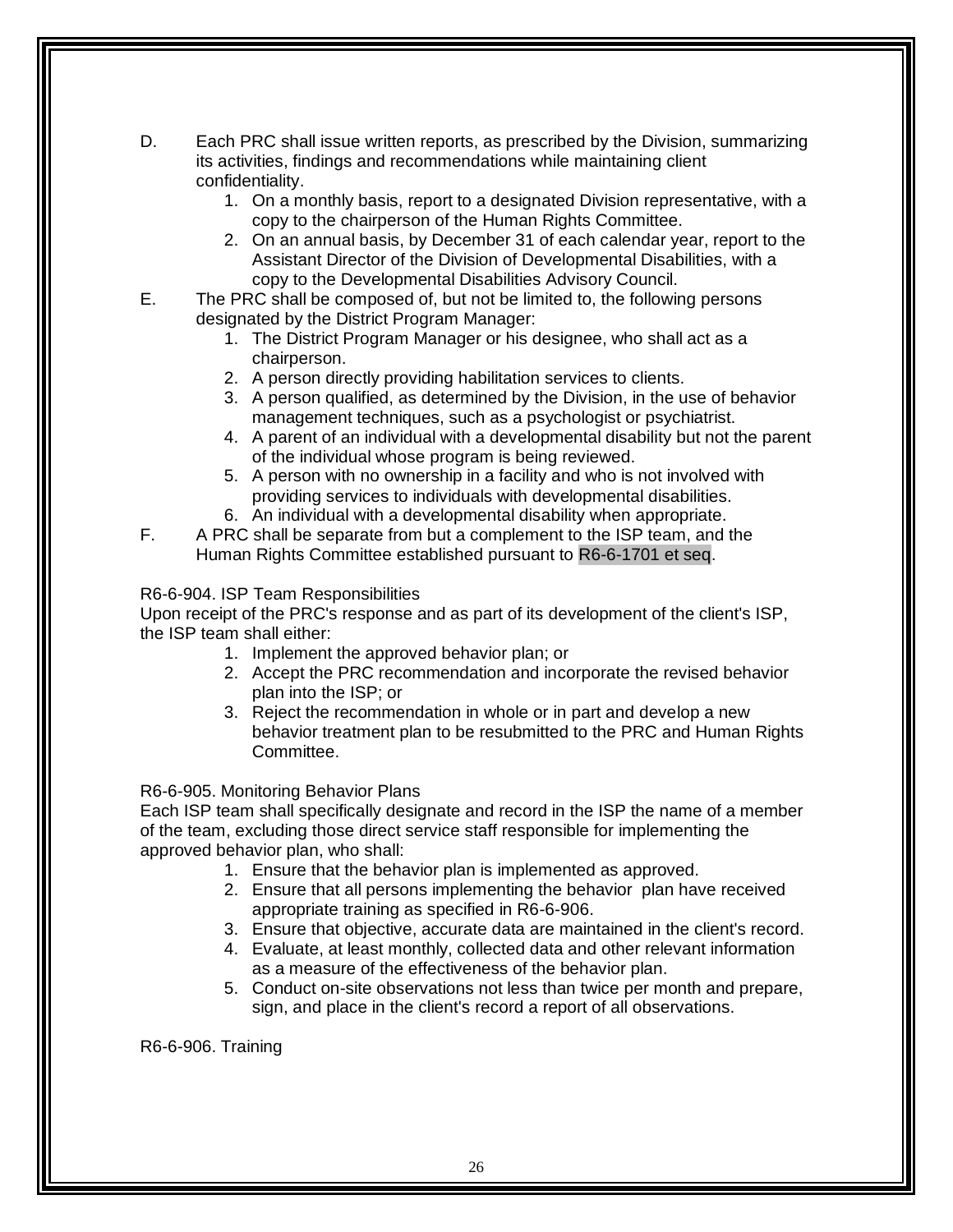D. Each PRC shall issue written reports, as prescribed by the Division, summarizing its activities, findings and recommendations while maintaining client confidentiality.
   1. On a monthly basis, report to a designated Division representative, with a copy to the chairperson of the Human Rights Committee.
   2. On an annual basis, by December 31 of each calendar year, report to the Assistant Director of the Division of Developmental Disabilities, with a copy to the Developmental Disabilities Advisory Council.

E. The PRC shall be composed of, but not be limited to, the following persons designated by the District Program Manager:
   1. The District Program Manager or his designee, who shall act as a chairperson.
   2. A person directly providing habilitation services to clients.
   3. A person qualified, as determined by the Division, in the use of behavior management techniques, such as a psychologist or psychiatrist.
   4. A parent of an individual with a developmental disability but not the parent of the individual whose program is being reviewed.
   5. A person with no ownership in a facility and who is not involved with providing services to individuals with developmental disabilities.
   6. An individual with a developmental disability when appropriate.

F. A PRC shall be separate from but a complement to the ISP team, and the Human Rights Committee established pursuant to R6-6-1701 et seq.

R6-6-904. ISP Team Responsibilities

Upon receipt of the PRC's response and as part of its development of the client's ISP, the ISP team shall either:

1. Implement the approved behavior plan; or
2. Accept the PRC recommendation and incorporate the revised behavior plan into the ISP; or
3. Reject the recommendation in whole or in part and develop a new behavior treatment plan to be resubmitted to the PRC and Human Rights Committee.

R6-6-905. Monitoring Behavior Plans

Each ISP team shall specifically designate and record in the ISP the name of a member of the team, excluding those direct service staff responsible for implementing the approved behavior plan, who shall:

1. Ensure that the behavior plan is implemented as approved.
2. Ensure that all persons implementing the behavior plan have received appropriate training as specified in R6-6-906.
3. Ensure that objective, accurate data are maintained in the client's record.
4. Evaluate, at least monthly, collected data and other relevant information as a measure of the effectiveness of the behavior plan.
5. Conduct on-site observations not less than twice per month and prepare, sign, and place in the client's record a report of all observations.

R6-6-906. Training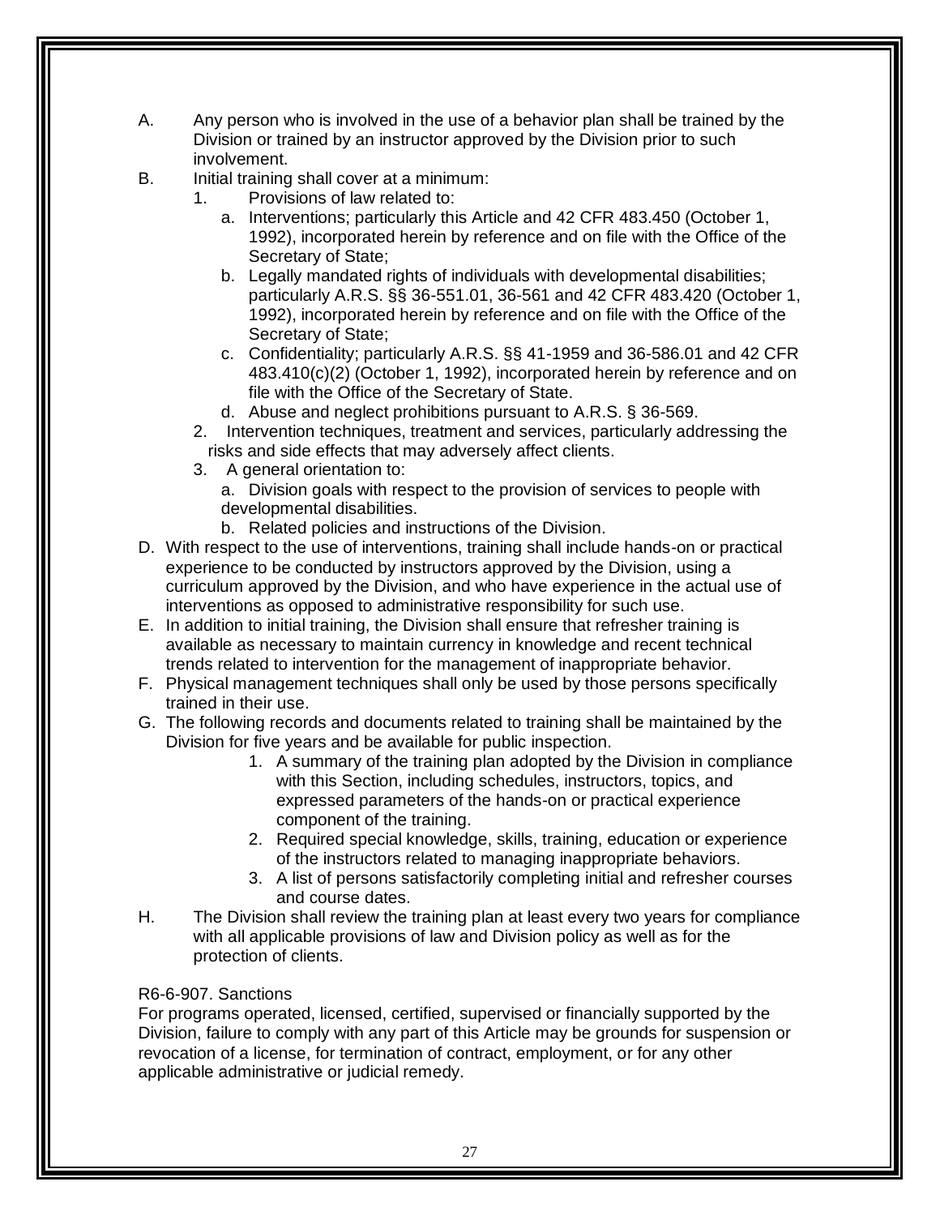A. Any person who is involved in the use of a behavior plan shall be trained by the Division or trained by an instructor approved by the Division prior to such involvement.

B. Initial training shall cover at a minimum:
   1. Provisions of law related to:
      a. Interventions; particularly this Article and 42 CFR 483.450 (October 1, 1992), incorporated herein by reference and on file with the Office of the Secretary of State;
      b. Legally mandated rights of individuals with developmental disabilities; particularly A.R.S. §§ 36-551.01, 36-561 and 42 CFR 483.420 (October 1, 1992), incorporated herein by reference and on file with the Office of the Secretary of State;
      c. Confidentiality; particularly A.R.S. §§ 41-1959 and 36-586.01 and 42 CFR 483.410(c)(2) (October 1, 1992), incorporated herein by reference and on file with the Office of the Secretary of State.
      d. Abuse and neglect prohibitions pursuant to A.R.S. § 36-569.
   2. Intervention techniques, treatment and services, particularly addressing the risks and side effects that may adversely affect clients.
   3. A general orientation to:
      a. Division goals with respect to the provision of services to people with developmental disabilities.
      b. Related policies and instructions of the Division.

D. With respect to the use of interventions, training shall include hands-on or practical experience to be conducted by instructors approved by the Division, using a curriculum approved by the Division, and who have experience in the actual use of interventions as opposed to administrative responsibility for such use.

E. In addition to initial training, the Division shall ensure that refresher training is available as necessary to maintain currency in knowledge and recent technical trends related to intervention for the management of inappropriate behavior.

F. Physical management techniques shall only be used by those persons specifically trained in their use.

G. The following records and documents related to training shall be maintained by the Division for five years and be available for public inspection.
   1. A summary of the training plan adopted by the Division in compliance with this Section, including schedules, instructors, topics, and expressed parameters of the hands-on or practical experience component of the training.
   2. Required special knowledge, skills, training, education or experience of the instructors related to managing inappropriate behaviors.
   3. A list of persons satisfactorily completing initial and refresher courses and course dates.

H. The Division shall review the training plan at least every two years for compliance with all applicable provisions of law and Division policy as well as for the protection of clients.

R6-6-907. Sanctions

For programs operated, licensed, certified, supervised or financially supported by the Division, failure to comply with any part of this Article may be grounds for suspension or revocation of a license, for termination of contract, employment, or for any other applicable administrative or judicial remedy.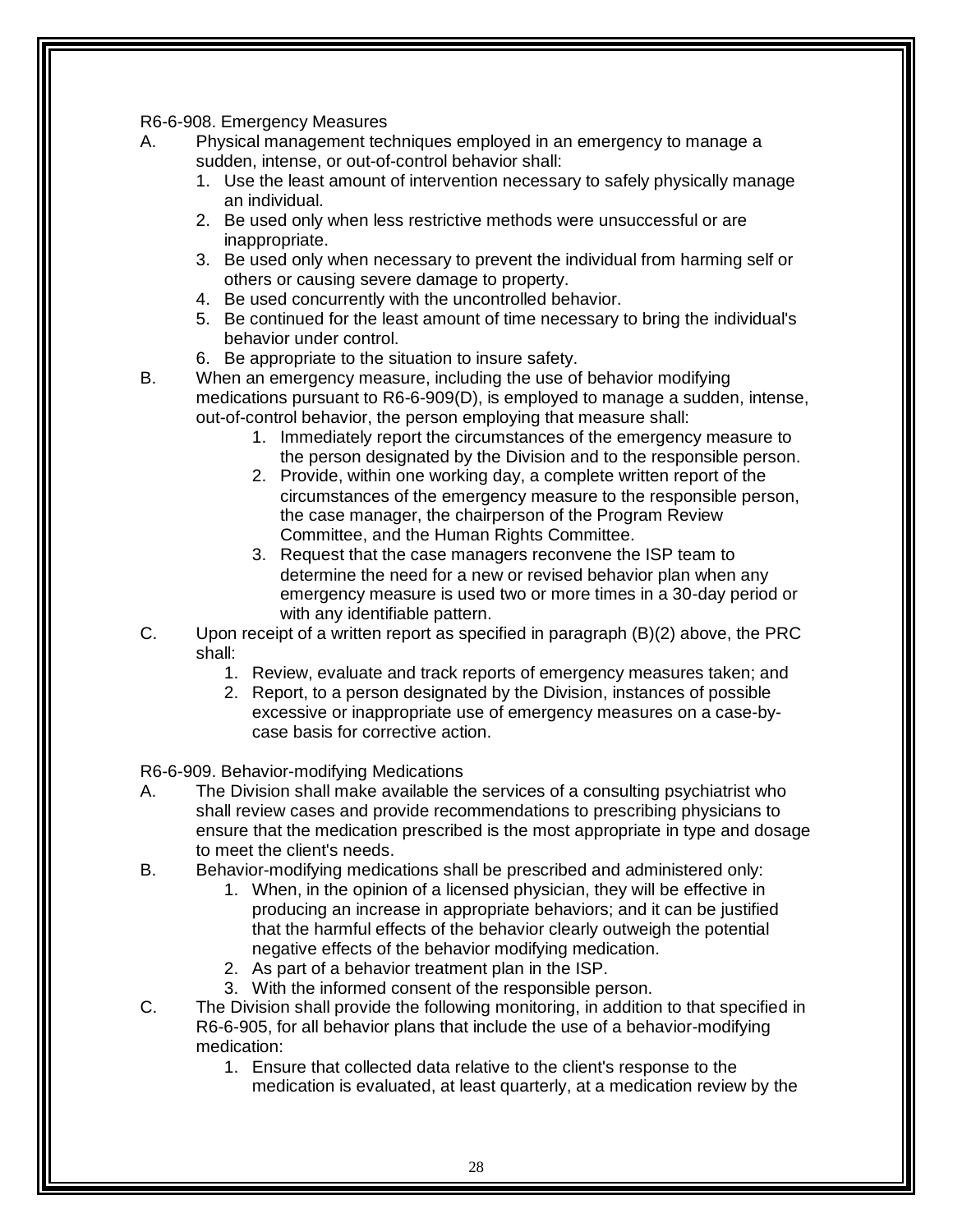R6-6-908. Emergency Measures

A. Physical management techniques employed in an emergency to manage a sudden, intense, or out-of-control behavior shall:
   1. Use the least amount of intervention necessary to safely physically manage an individual.
   2. Be used only when less restrictive methods were unsuccessful or are inappropriate.
   3. Be used only when necessary to prevent the individual from harming self or others or causing severe damage to property.
   4. Be used concurrently with the uncontrolled behavior.
   5. Be continued for the least amount of time necessary to bring the individual's behavior under control.
   6. Be appropriate to the situation to insure safety.

B. When an emergency measure, including the use of behavior modifying medications pursuant to R6-6-909(D), is employed to manage a sudden, intense, out-of-control behavior, the person employing that measure shall:
   1. Immediately report the circumstances of the emergency measure to the person designated by the Division and to the responsible person.
   2. Provide, within one working day, a complete written report of the circumstances of the emergency measure to the responsible person, the case manager, the chairperson of the Program Review Committee, and the Human Rights Committee.
   3. Request that the case managers reconvene the ISP team to determine the need for a new or revised behavior plan when any emergency measure is used two or more times in a 30-day period or with any identifiable pattern.

C. Upon receipt of a written report as specified in paragraph (B)(2) above, the PRC shall:
   1. Review, evaluate and track reports of emergency measures taken; and
   2. Report, to a person designated by the Division, instances of possible excessive or inappropriate use of emergency measures on a case-by-case basis for corrective action.

R6-6-909. Behavior-modifying Medications

A. The Division shall make available the services of a consulting psychiatrist who shall review cases and provide recommendations to prescribing physicians to ensure that the medication prescribed is the most appropriate in type and dosage to meet the client's needs.

B. Behavior-modifying medications shall be prescribed and administered only:
   1. When, in the opinion of a licensed physician, they will be effective in producing an increase in appropriate behaviors; and it can be justified that the harmful effects of the behavior clearly outweigh the potential negative effects of the behavior modifying medication.
   2. As part of a behavior treatment plan in the ISP.
   3. With the informed consent of the responsible person.

C. The Division shall provide the following monitoring, in addition to that specified in R6-6-905, for all behavior plans that include the use of a behavior-modifying medication:
   1. Ensure that collected data relative to the client's response to the medication is evaluated, at least quarterly, at a medication review by the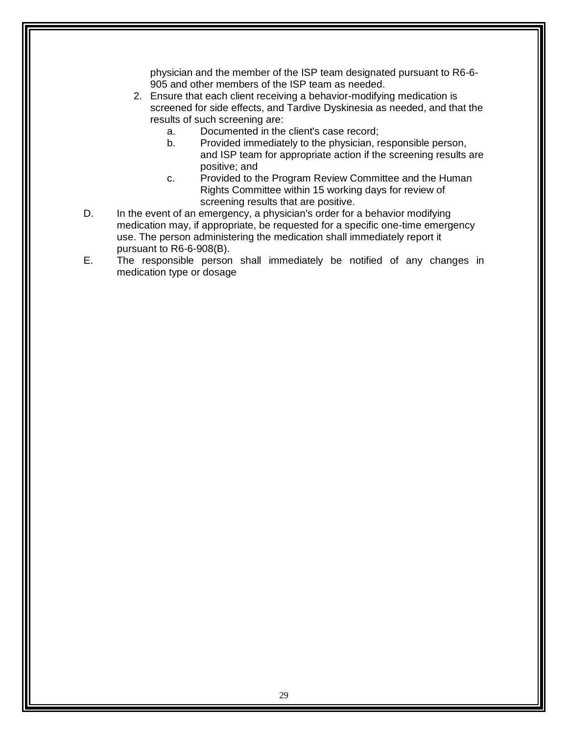physician and the member of the ISP team designated pursuant to R6-6-905 and other members of the ISP team as needed.

2. Ensure that each client receiving a behavior-modifying medication is screened for side effects, and Tardive Dyskinesia as needed, and that the results of such screening are:
   a. Documented in the client's case record;
   b. Provided immediately to the physician, responsible person, and ISP team for appropriate action if the screening results are positive; and
   c. Provided to the Program Review Committee and the Human Rights Committee within 15 working days for review of screening results that are positive.

D. In the event of an emergency, a physician's order for a behavior modifying medication may, if appropriate, be requested for a specific one-time emergency use. The person administering the medication shall immediately report it pursuant to R6-6-908(B).

E. The responsible person shall immediately be notified of any changes in medication type or dosage